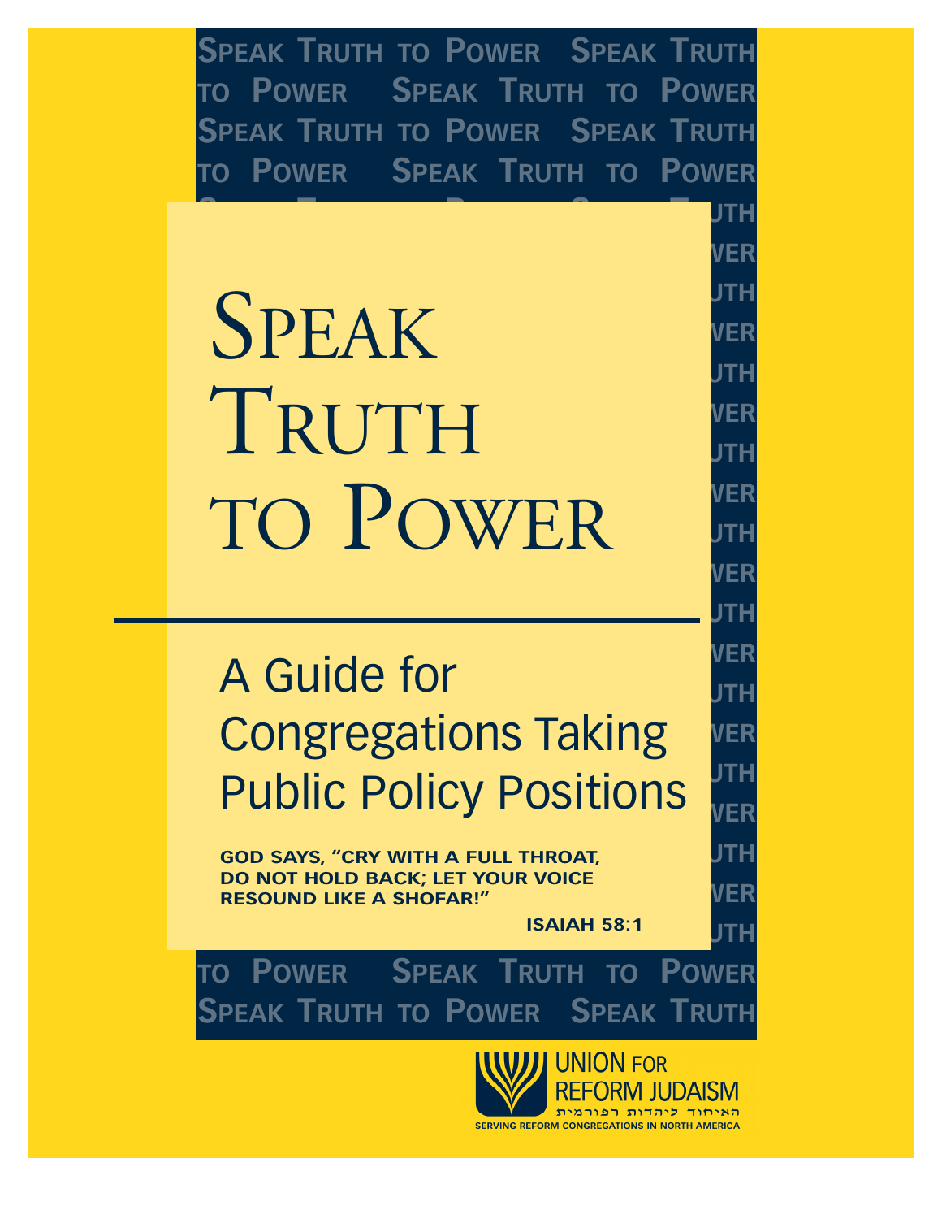# Speak Truth to Power

## A Guide for Congregations Taking Public Policy Positions

**GOD SAYS, "CRY WITH A FULL THROAT, DO NOT HOLD BACK; LET YOUR VOICE RESOUND LIKE A SHOFAR!"**

**ISAIAH 58:1**

UNION FOR REFORM JUDAISM

האיחוד ליהדות רפורמית

SERVING REFORM CONGREGATIONS IN NORTH AMERICA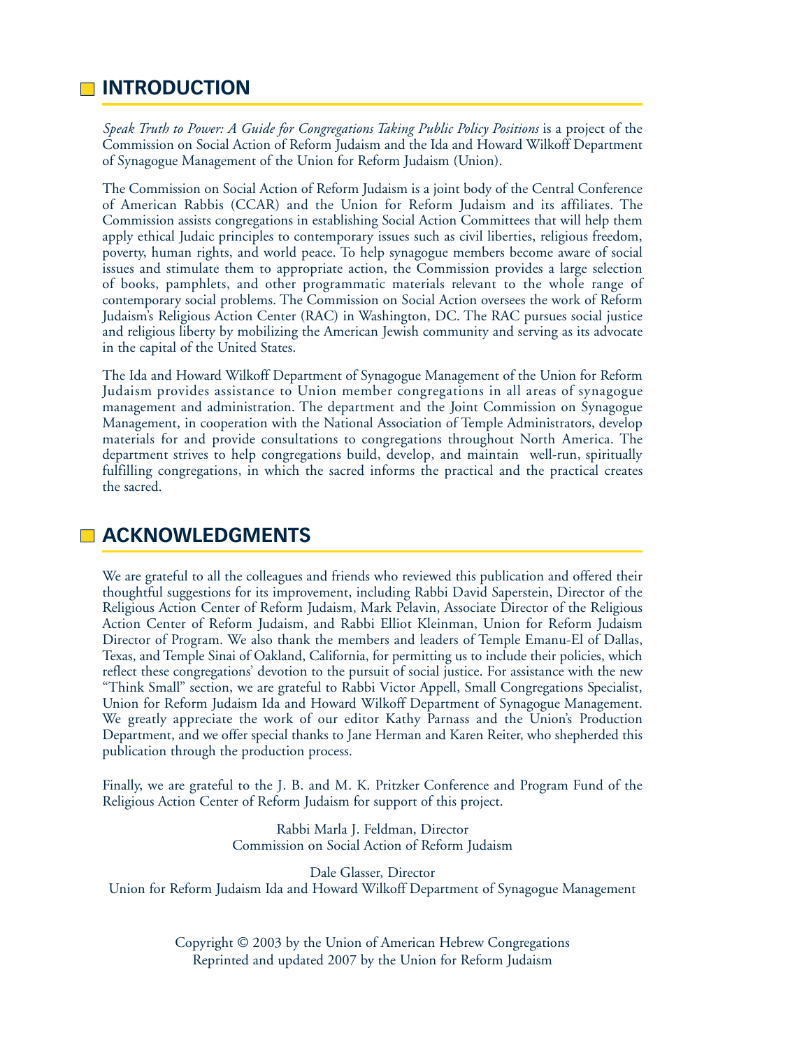## INTRODUCTION

*Speak Truth to Power: A Guide for Congregations Taking Public Policy Positions* is a project of the Commission on Social Action of Reform Judaism and the Ida and Howard Wilkoff Department of Synagogue Management of the Union for Reform Judaism (Union).

The Commission on Social Action of Reform Judaism is a joint body of the Central Conference of American Rabbis (CCAR) and the Union for Reform Judaism and its affiliates. The Commission assists congregations in establishing Social Action Committees that will help them apply ethical Judaic principles to contemporary issues such as civil liberties, religious freedom, poverty, human rights, and world peace. To help synagogue members become aware of social issues and stimulate them to appropriate action, the Commission provides a large selection of books, pamphlets, and other programmatic materials relevant to the whole range of contemporary social problems. The Commission on Social Action oversees the work of Reform Judaism's Religious Action Center (RAC) in Washington, DC. The RAC pursues social justice and religious liberty by mobilizing the American Jewish community and serving as its advocate in the capital of the United States.

The Ida and Howard Wilkoff Department of Synagogue Management of the Union for Reform Judaism provides assistance to Union member congregations in all areas of synagogue management and administration. The department and the Joint Commission on Synagogue Management, in cooperation with the National Association of Temple Administrators, develop materials for and provide consultations to congregations throughout North America. The department strives to help congregations build, develop, and maintain well-run, spiritually fulfilling congregations, in which the sacred informs the practical and the practical creates the sacred.

## ACKNOWLEDGMENTS

We are grateful to all the colleagues and friends who reviewed this publication and offered their thoughtful suggestions for its improvement, including Rabbi David Saperstein, Director of the Religious Action Center of Reform Judaism, Mark Pelavin, Associate Director of the Religious Action Center of Reform Judaism, and Rabbi Elliot Kleinman, Union for Reform Judaism Director of Program. We also thank the members and leaders of Temple Emanu-El of Dallas, Texas, and Temple Sinai of Oakland, California, for permitting us to include their policies, which reflect these congregations' devotion to the pursuit of social justice. For assistance with the new "Think Small" section, we are grateful to Rabbi Victor Appell, Small Congregations Specialist, Union for Reform Judaism Ida and Howard Wilkoff Department of Synagogue Management. We greatly appreciate the work of our editor Kathy Parnass and the Union's Production Department, and we offer special thanks to Jane Herman and Karen Reiter, who shepherded this publication through the production process.

Finally, we are grateful to the J. B. and M. K. Pritzker Conference and Program Fund of the Religious Action Center of Reform Judaism for support of this project.

Rabbi Marla J. Feldman, Director
Commission on Social Action of Reform Judaism

Dale Glasser, Director
Union for Reform Judaism Ida and Howard Wilkoff Department of Synagogue Management

Copyright © 2003 by the Union of American Hebrew Congregations
Reprinted and updated 2007 by the Union for Reform Judaism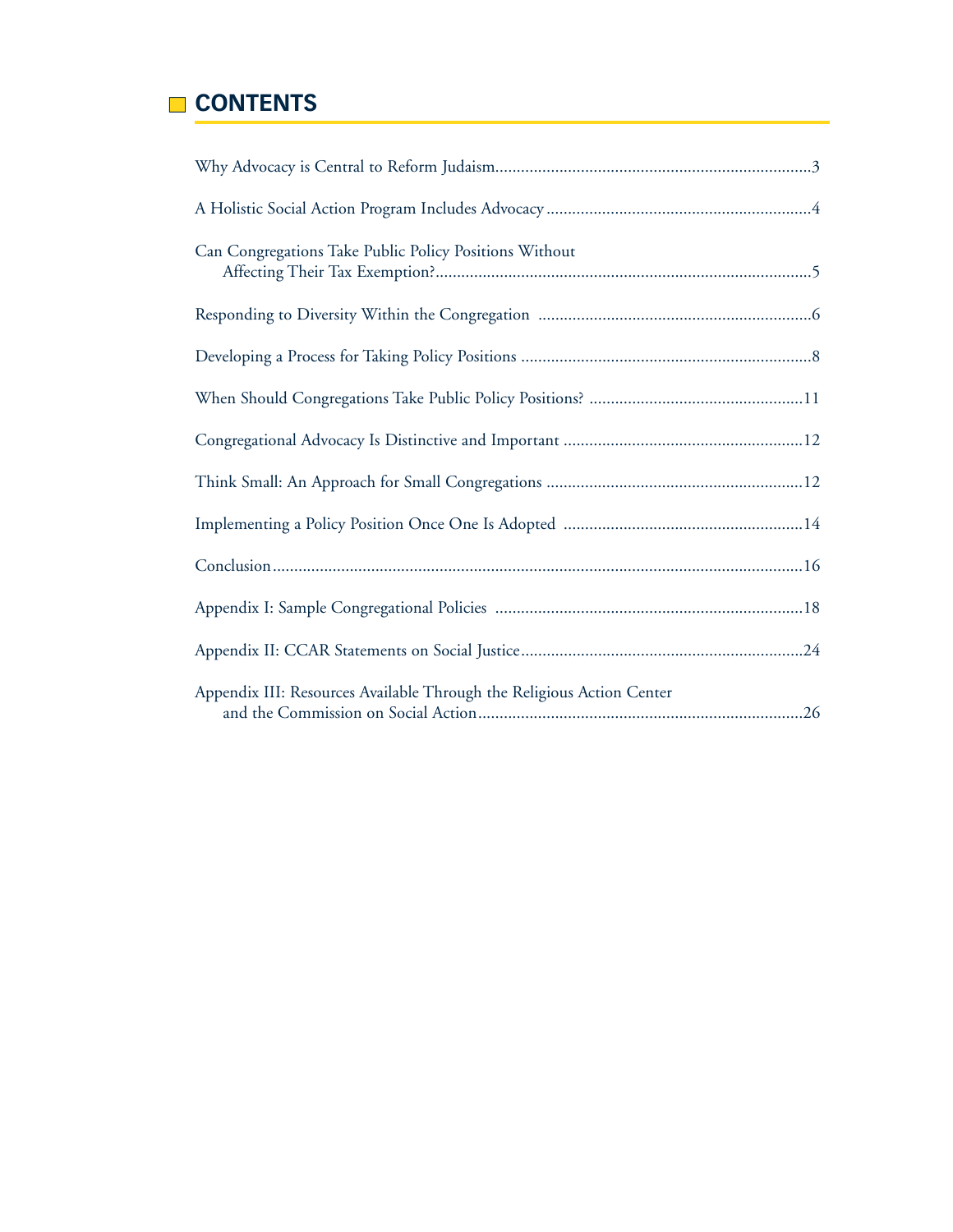# CONTENTS

Why Advocacy is Central to Reform Judaism.......................................................................3

A Holistic Social Action Program Includes Advocacy..........................................................4

Can Congregations Take Public Policy Positions Without Affecting Their Tax Exemption?.......................................................................................5

Responding to Diversity Within the Congregation ..............................................................6

Developing a Process for Taking Policy Positions ..................................................................8

When Should Congregations Take Public Policy Positions? .................................................11

Congregational Advocacy Is Distinctive and Important .......................................................12

Think Small: An Approach for Small Congregations ...........................................................12

Implementing a Policy Position Once One Is Adopted .......................................................14

Conclusion..........................................................................................................................16

Appendix I: Sample Congregational Policies .......................................................................18

Appendix II: CCAR Statements on Social Justice.................................................................24

Appendix III: Resources Available Through the Religious Action Center and the Commission on Social Action...........................................................................26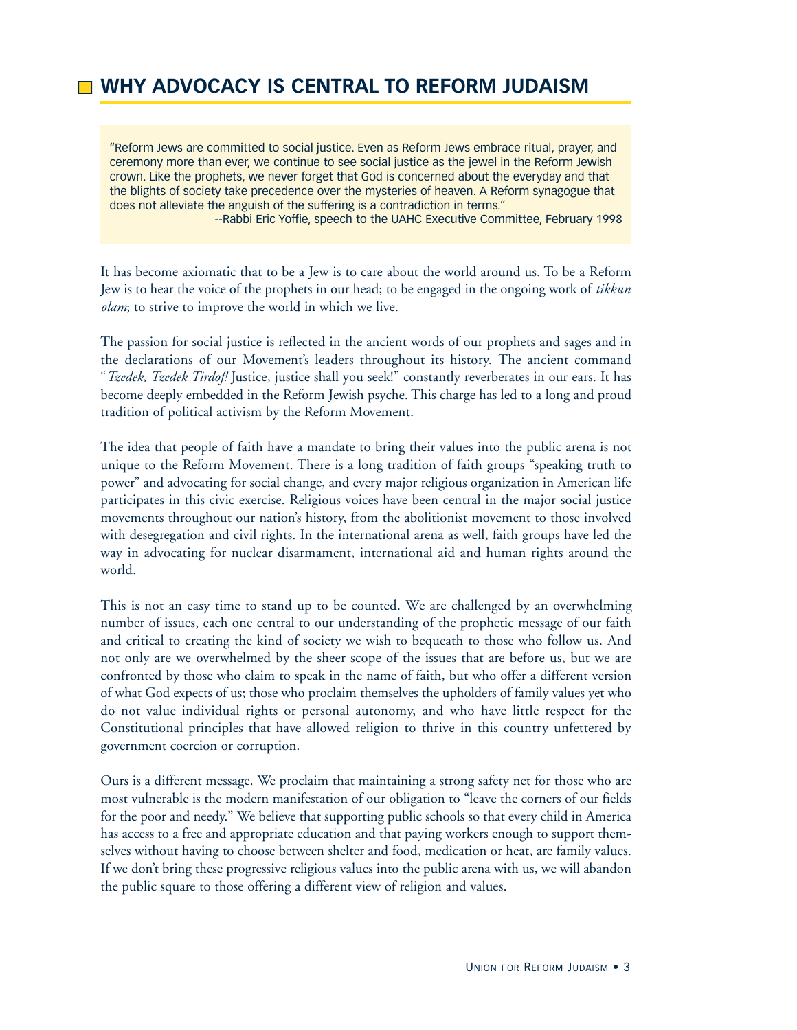## WHY ADVOCACY IS CENTRAL TO REFORM JUDAISM

> "Reform Jews are committed to social justice. Even as Reform Jews embrace ritual, prayer, and ceremony more than ever, we continue to see social justice as the jewel in the Reform Jewish crown. Like the prophets, we never forget that God is concerned about the everyday and that the blights of society take precedence over the mysteries of heaven. A Reform synagogue that does not alleviate the anguish of the suffering is a contradiction in terms."
>
> --Rabbi Eric Yoffie, speech to the UAHC Executive Committee, February 1998

It has become axiomatic that to be a Jew is to care about the world around us. To be a Reform Jew is to hear the voice of the prophets in our head; to be engaged in the ongoing work of *tikkun olam*; to strive to improve the world in which we live.

The passion for social justice is reflected in the ancient words of our prophets and sages and in the declarations of our Movement's leaders throughout its history. The ancient command "*Tzedek, Tzedek Tirdof!* Justice, justice shall you seek!" constantly reverberates in our ears. It has become deeply embedded in the Reform Jewish psyche. This charge has led to a long and proud tradition of political activism by the Reform Movement.

The idea that people of faith have a mandate to bring their values into the public arena is not unique to the Reform Movement. There is a long tradition of faith groups "speaking truth to power" and advocating for social change, and every major religious organization in American life participates in this civic exercise. Religious voices have been central in the major social justice movements throughout our nation's history, from the abolitionist movement to those involved with desegregation and civil rights. In the international arena as well, faith groups have led the way in advocating for nuclear disarmament, international aid and human rights around the world.

This is not an easy time to stand up to be counted. We are challenged by an overwhelming number of issues, each one central to our understanding of the prophetic message of our faith and critical to creating the kind of society we wish to bequeath to those who follow us. And not only are we overwhelmed by the sheer scope of the issues that are before us, but we are confronted by those who claim to speak in the name of faith, but who offer a different version of what God expects of us; those who proclaim themselves the upholders of family values yet who do not value individual rights or personal autonomy, and who have little respect for the Constitutional principles that have allowed religion to thrive in this country unfettered by government coercion or corruption.

Ours is a different message. We proclaim that maintaining a strong safety net for those who are most vulnerable is the modern manifestation of our obligation to "leave the corners of our fields for the poor and needy." We believe that supporting public schools so that every child in America has access to a free and appropriate education and that paying workers enough to support themselves without having to choose between shelter and food, medication or heat, are family values. If we don't bring these progressive religious values into the public arena with us, we will abandon the public square to those offering a different view of religion and values.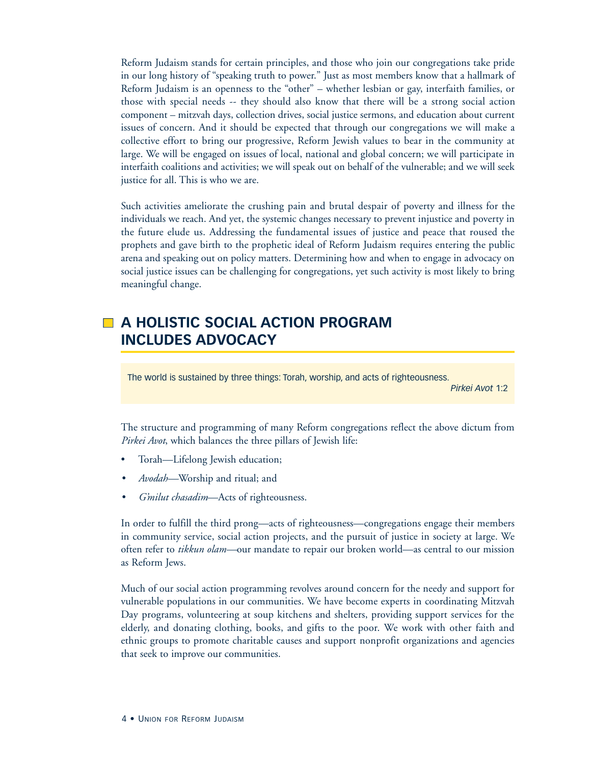Reform Judaism stands for certain principles, and those who join our congregations take pride in our long history of "speaking truth to power." Just as most members know that a hallmark of Reform Judaism is an openness to the "other" – whether lesbian or gay, interfaith families, or those with special needs -- they should also know that there will be a strong social action component – mitzvah days, collection drives, social justice sermons, and education about current issues of concern. And it should be expected that through our congregations we will make a collective effort to bring our progressive, Reform Jewish values to bear in the community at large. We will be engaged on issues of local, national and global concern; we will participate in interfaith coalitions and activities; we will speak out on behalf of the vulnerable; and we will seek justice for all. This is who we are.

Such activities ameliorate the crushing pain and brutal despair of poverty and illness for the individuals we reach. And yet, the systemic changes necessary to prevent injustice and poverty in the future elude us. Addressing the fundamental issues of justice and peace that roused the prophets and gave birth to the prophetic ideal of Reform Judaism requires entering the public arena and speaking out on policy matters. Determining how and when to engage in advocacy on social justice issues can be challenging for congregations, yet such activity is most likely to bring meaningful change.

## A HOLISTIC SOCIAL ACTION PROGRAM INCLUDES ADVOCACY

> The world is sustained by three things: Torah, worship, and acts of righteousness.
>
> *Pirkei Avot* 1:2

The structure and programming of many Reform congregations reflect the above dictum from *Pirkei Avot*, which balances the three pillars of Jewish life:

- Torah—Lifelong Jewish education;
- *Avodah*—Worship and ritual; and
- *G'milut chasadim*—Acts of righteousness.

In order to fulfill the third prong—acts of righteousness—congregations engage their members in community service, social action projects, and the pursuit of justice in society at large. We often refer to *tikkun olam*—our mandate to repair our broken world—as central to our mission as Reform Jews.

Much of our social action programming revolves around concern for the needy and support for vulnerable populations in our communities. We have become experts in coordinating Mitzvah Day programs, volunteering at soup kitchens and shelters, providing support services for the elderly, and donating clothing, books, and gifts to the poor. We work with other faith and ethnic groups to promote charitable causes and support nonprofit organizations and agencies that seek to improve our communities.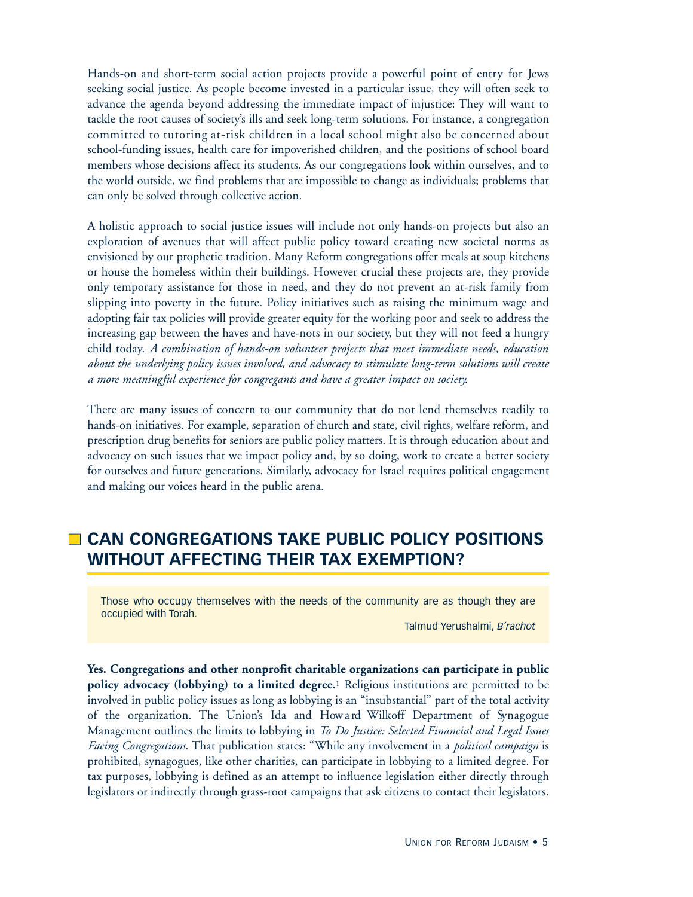Hands-on and short-term social action projects provide a powerful point of entry for Jews seeking social justice. As people become invested in a particular issue, they will often seek to advance the agenda beyond addressing the immediate impact of injustice: They will want to tackle the root causes of society's ills and seek long-term solutions. For instance, a congregation committed to tutoring at-risk children in a local school might also be concerned about school-funding issues, health care for impoverished children, and the positions of school board members whose decisions affect its students. As our congregations look within ourselves, and to the world outside, we find problems that are impossible to change as individuals; problems that can only be solved through collective action.

A holistic approach to social justice issues will include not only hands-on projects but also an exploration of avenues that will affect public policy toward creating new societal norms as envisioned by our prophetic tradition. Many Reform congregations offer meals at soup kitchens or house the homeless within their buildings. However crucial these projects are, they provide only temporary assistance for those in need, and they do not prevent an at-risk family from slipping into poverty in the future. Policy initiatives such as raising the minimum wage and adopting fair tax policies will provide greater equity for the working poor and seek to address the increasing gap between the haves and have-nots in our society, but they will not feed a hungry child today. *A combination of hands-on volunteer projects that meet immediate needs, education about the underlying policy issues involved, and advocacy to stimulate long-term solutions will create a more meaningful experience for congregants and have a greater impact on society.*

There are many issues of concern to our community that do not lend themselves readily to hands-on initiatives. For example, separation of church and state, civil rights, welfare reform, and prescription drug benefits for seniors are public policy matters. It is through education about and advocacy on such issues that we impact policy and, by so doing, work to create a better society for ourselves and future generations. Similarly, advocacy for Israel requires political engagement and making our voices heard in the public arena.

## CAN CONGREGATIONS TAKE PUBLIC POLICY POSITIONS WITHOUT AFFECTING THEIR TAX EXEMPTION?

> Those who occupy themselves with the needs of the community are as though they are occupied with Torah.
>
> Talmud Yerushalmi, *B'rachot*

**Yes. Congregations and other nonprofit charitable organizations can participate in public policy advocacy (lobbying) to a limited degree.**[1] Religious institutions are permitted to be involved in public policy issues as long as lobbying is an "insubstantial" part of the total activity of the organization. The Union's Ida and Howard Wilkoff Department of Synagogue Management outlines the limits to lobbying in *To Do Justice: Selected Financial and Legal Issues Facing Congregations*. That publication states: "While any involvement in a *political campaign* is prohibited, synagogues, like other charities, can participate in lobbying to a limited degree. For tax purposes, lobbying is defined as an attempt to influence legislation either directly through legislators or indirectly through grass-root campaigns that ask citizens to contact their legislators.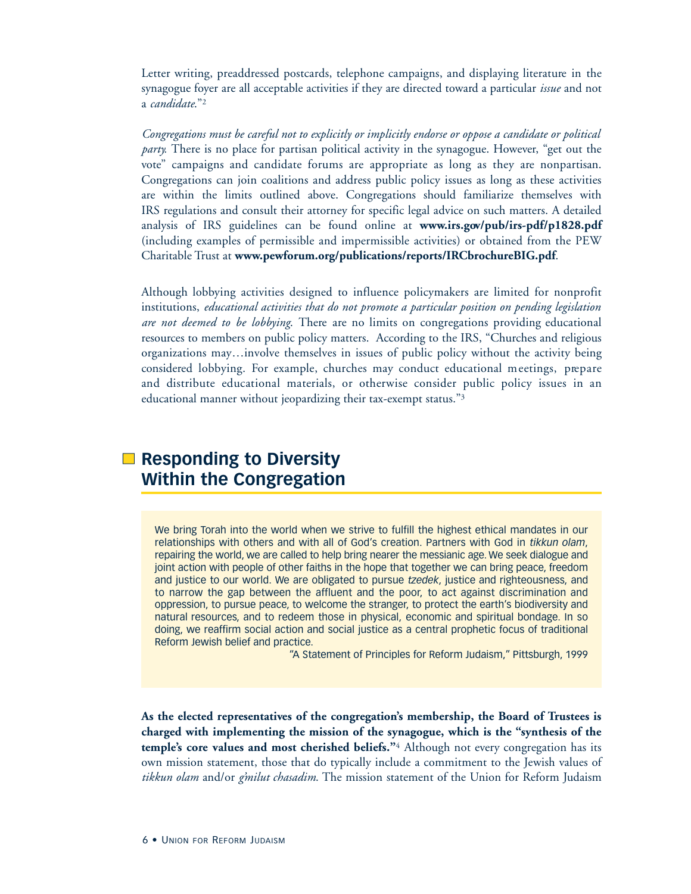Letter writing, preaddressed postcards, telephone campaigns, and displaying literature in the synagogue foyer are all acceptable activities if they are directed toward a particular *issue* and not a *candidate*."[2]

*Congregations must be careful not to explicitly or implicitly endorse or oppose a candidate or political party.* There is no place for partisan political activity in the synagogue. However, "get out the vote" campaigns and candidate forums are appropriate as long as they are nonpartisan. Congregations can join coalitions and address public policy issues as long as these activities are within the limits outlined above. Congregations should familiarize themselves with IRS regulations and consult their attorney for specific legal advice on such matters. A detailed analysis of IRS guidelines can be found online at **www.irs.gov/pub/irs-pdf/p1828.pdf** (including examples of permissible and impermissible activities) or obtained from the PEW Charitable Trust at **www.pewforum.org/publications/reports/IRCbrochureBIG.pdf**.

Although lobbying activities designed to influence policymakers are limited for nonprofit institutions, *educational activities that do not promote a particular position on pending legislation are not deemed to be lobbying.* There are no limits on congregations providing educational resources to members on public policy matters. According to the IRS, "Churches and religious organizations may…involve themselves in issues of public policy without the activity being considered lobbying. For example, churches may conduct educational meetings, prepare and distribute educational materials, or otherwise consider public policy issues in an educational manner without jeopardizing their tax-exempt status."[3]

## Responding to Diversity Within the Congregation

> We bring Torah into the world when we strive to fulfill the highest ethical mandates in our relationships with others and with all of God's creation. Partners with God in *tikkun olam*, repairing the world, we are called to help bring nearer the messianic age. We seek dialogue and joint action with people of other faiths in the hope that together we can bring peace, freedom and justice to our world. We are obligated to pursue *tzedek*, justice and righteousness, and to narrow the gap between the affluent and the poor, to act against discrimination and oppression, to pursue peace, to welcome the stranger, to protect the earth's biodiversity and natural resources, and to redeem those in physical, economic and spiritual bondage. In so doing, we reaffirm social action and social justice as a central prophetic focus of traditional Reform Jewish belief and practice.
>
> "A Statement of Principles for Reform Judaism," Pittsburgh, 1999

**As the elected representatives of the congregation's membership, the Board of Trustees is charged with implementing the mission of the synagogue, which is the "synthesis of the temple's core values and most cherished beliefs."**[4] Although not every congregation has its own mission statement, those that do typically include a commitment to the Jewish values of *tikkun olam* and/or *g'milut chasadim*. The mission statement of the Union for Reform Judaism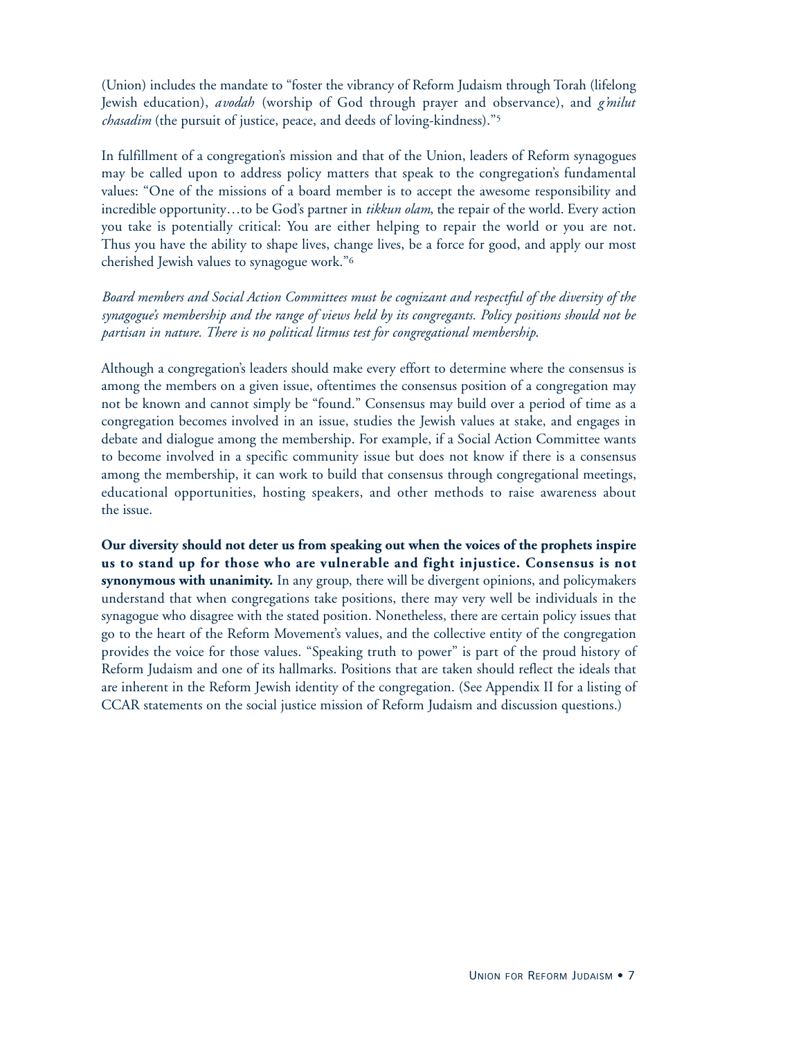(Union) includes the mandate to "foster the vibrancy of Reform Judaism through Torah (lifelong Jewish education), *avodah* (worship of God through prayer and observance), and *g'milut chasadim* (the pursuit of justice, peace, and deeds of loving-kindness)."[5]

In fulfillment of a congregation's mission and that of the Union, leaders of Reform synagogues may be called upon to address policy matters that speak to the congregation's fundamental values: "One of the missions of a board member is to accept the awesome responsibility and incredible opportunity…to be God's partner in *tikkun olam*, the repair of the world. Every action you take is potentially critical: You are either helping to repair the world or you are not. Thus you have the ability to shape lives, change lives, be a force for good, and apply our most cherished Jewish values to synagogue work."[6]

*Board members and Social Action Committees must be cognizant and respectful of the diversity of the synagogue's membership and the range of views held by its congregants. Policy positions should not be partisan in nature. There is no political litmus test for congregational membership.*

Although a congregation's leaders should make every effort to determine where the consensus is among the members on a given issue, oftentimes the consensus position of a congregation may not be known and cannot simply be "found." Consensus may build over a period of time as a congregation becomes involved in an issue, studies the Jewish values at stake, and engages in debate and dialogue among the membership. For example, if a Social Action Committee wants to become involved in a specific community issue but does not know if there is a consensus among the membership, it can work to build that consensus through congregational meetings, educational opportunities, hosting speakers, and other methods to raise awareness about the issue.

**Our diversity should not deter us from speaking out when the voices of the prophets inspire us to stand up for those who are vulnerable and fight injustice. Consensus is not synonymous with unanimity.** In any group, there will be divergent opinions, and policymakers understand that when congregations take positions, there may very well be individuals in the synagogue who disagree with the stated position. Nonetheless, there are certain policy issues that go to the heart of the Reform Movement's values, and the collective entity of the congregation provides the voice for those values. "Speaking truth to power" is part of the proud history of Reform Judaism and one of its hallmarks. Positions that are taken should reflect the ideals that are inherent in the Reform Jewish identity of the congregation. (See Appendix II for a listing of CCAR statements on the social justice mission of Reform Judaism and discussion questions.)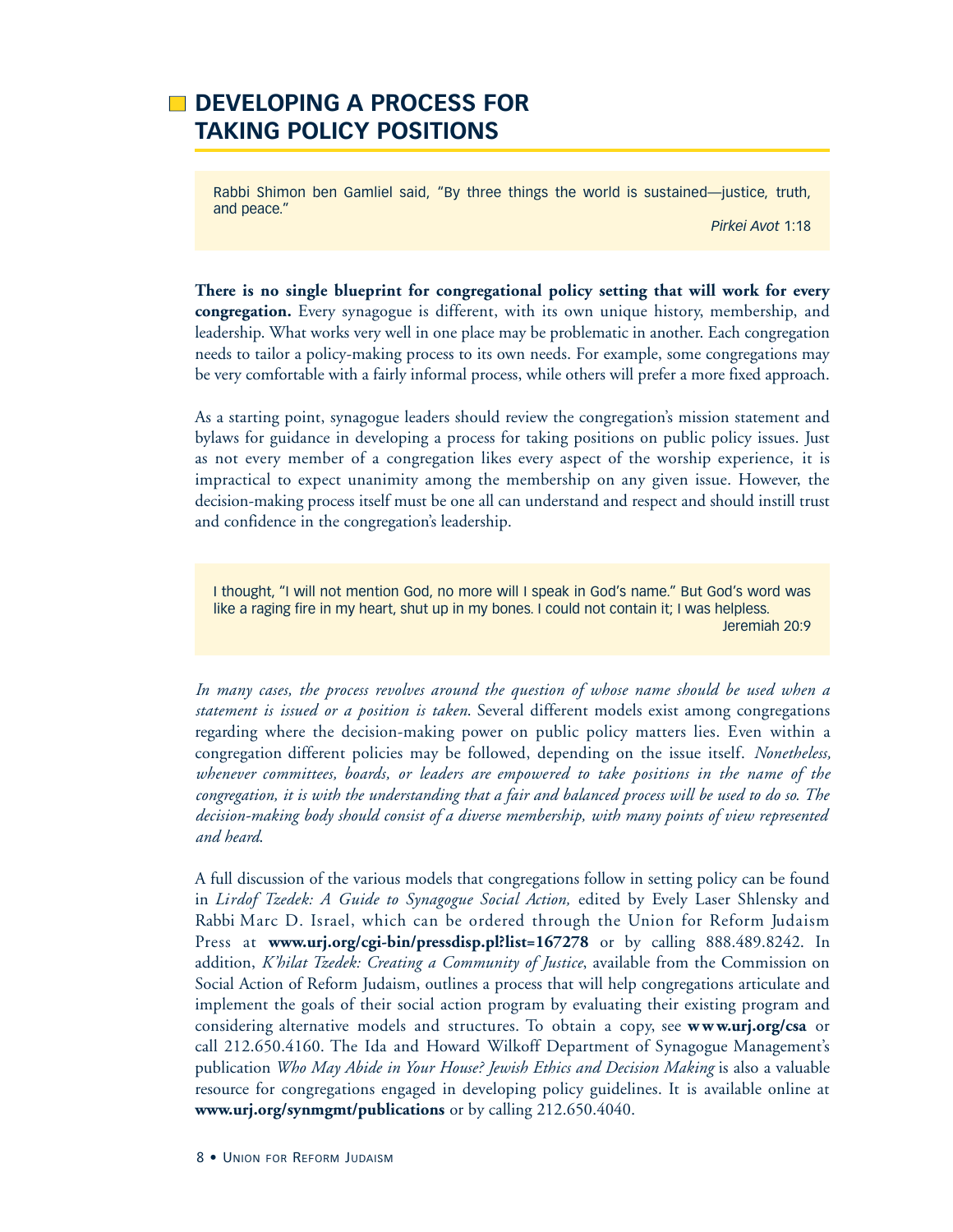## DEVELOPING A PROCESS FOR TAKING POLICY POSITIONS

> Rabbi Shimon ben Gamliel said, "By three things the world is sustained—justice, truth, and peace."
>
> *Pirkei Avot* 1:18

**There is no single blueprint for congregational policy setting that will work for every congregation.** Every synagogue is different, with its own unique history, membership, and leadership. What works very well in one place may be problematic in another. Each congregation needs to tailor a policy-making process to its own needs. For example, some congregations may be very comfortable with a fairly informal process, while others will prefer a more fixed approach.

As a starting point, synagogue leaders should review the congregation's mission statement and bylaws for guidance in developing a process for taking positions on public policy issues. Just as not every member of a congregation likes every aspect of the worship experience, it is impractical to expect unanimity among the membership on any given issue. However, the decision-making process itself must be one all can understand and respect and should instill trust and confidence in the congregation's leadership.

> I thought, "I will not mention God, no more will I speak in God's name." But God's word was like a raging fire in my heart, shut up in my bones. I could not contain it; I was helpless.
>
> Jeremiah 20:9

*In many cases, the process revolves around the question of whose name should be used when a statement is issued or a position is taken.* Several different models exist among congregations regarding where the decision-making power on public policy matters lies. Even within a congregation different policies may be followed, depending on the issue itself. *Nonetheless, whenever committees, boards, or leaders are empowered to take positions in the name of the congregation, it is with the understanding that a fair and balanced process will be used to do so. The decision-making body should consist of a diverse membership, with many points of view represented and heard.*

A full discussion of the various models that congregations follow in setting policy can be found in *Lirdof Tzedek: A Guide to Synagogue Social Action,* edited by Evely Laser Shlensky and Rabbi Marc D. Israel, which can be ordered through the Union for Reform Judaism Press at **www.urj.org/cgi-bin/pressdisp.pl?list=167278** or by calling 888.489.8242. In addition, *K'hilat Tzedek: Creating a Community of Justice*, available from the Commission on Social Action of Reform Judaism, outlines a process that will help congregations articulate and implement the goals of their social action program by evaluating their existing program and considering alternative models and structures. To obtain a copy, see **www.urj.org/csa** or call 212.650.4160. The Ida and Howard Wilkoff Department of Synagogue Management's publication *Who May Abide in Your House? Jewish Ethics and Decision Making* is also a valuable resource for congregations engaged in developing policy guidelines. It is available online at **www.urj.org/synmgmt/publications** or by calling 212.650.4040.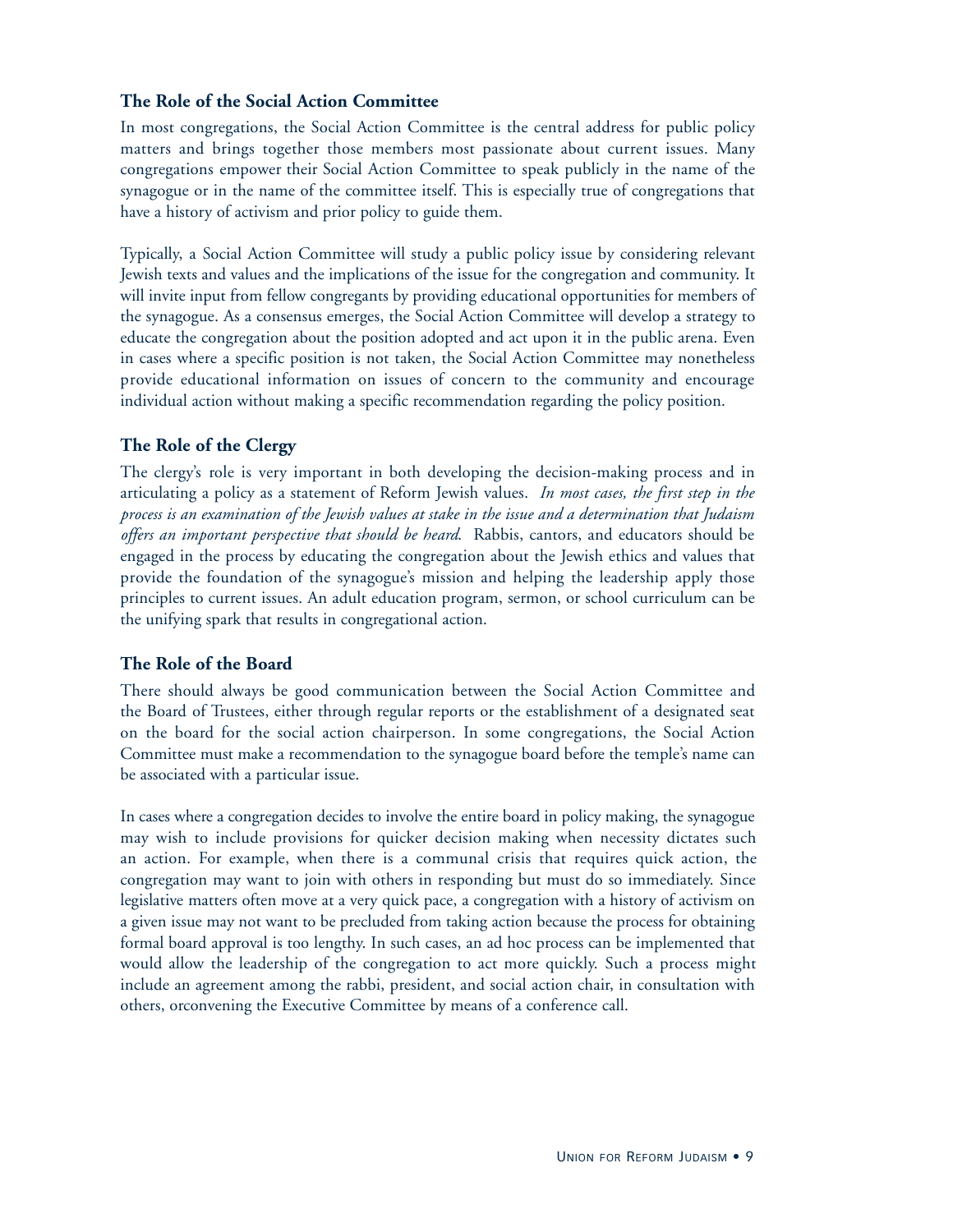### The Role of the Social Action Committee

In most congregations, the Social Action Committee is the central address for public policy matters and brings together those members most passionate about current issues. Many congregations empower their Social Action Committee to speak publicly in the name of the synagogue or in the name of the committee itself. This is especially true of congregations that have a history of activism and prior policy to guide them.

Typically, a Social Action Committee will study a public policy issue by considering relevant Jewish texts and values and the implications of the issue for the congregation and community. It will invite input from fellow congregants by providing educational opportunities for members of the synagogue. As a consensus emerges, the Social Action Committee will develop a strategy to educate the congregation about the position adopted and act upon it in the public arena. Even in cases where a specific position is not taken, the Social Action Committee may nonetheless provide educational information on issues of concern to the community and encourage individual action without making a specific recommendation regarding the policy position.

### The Role of the Clergy

The clergy's role is very important in both developing the decision-making process and in articulating a policy as a statement of Reform Jewish values. *In most cases, the first step in the process is an examination of the Jewish values at stake in the issue and a determination that Judaism offers an important perspective that should be heard.* Rabbis, cantors, and educators should be engaged in the process by educating the congregation about the Jewish ethics and values that provide the foundation of the synagogue's mission and helping the leadership apply those principles to current issues. An adult education program, sermon, or school curriculum can be the unifying spark that results in congregational action.

### The Role of the Board

There should always be good communication between the Social Action Committee and the Board of Trustees, either through regular reports or the establishment of a designated seat on the board for the social action chairperson. In some congregations, the Social Action Committee must make a recommendation to the synagogue board before the temple's name can be associated with a particular issue.

In cases where a congregation decides to involve the entire board in policy making, the synagogue may wish to include provisions for quicker decision making when necessity dictates such an action. For example, when there is a communal crisis that requires quick action, the congregation may want to join with others in responding but must do so immediately. Since legislative matters often move at a very quick pace, a congregation with a history of activism on a given issue may not want to be precluded from taking action because the process for obtaining formal board approval is too lengthy. In such cases, an ad hoc process can be implemented that would allow the leadership of the congregation to act more quickly. Such a process might include an agreement among the rabbi, president, and social action chair, in consultation with others, orconvening the Executive Committee by means of a conference call.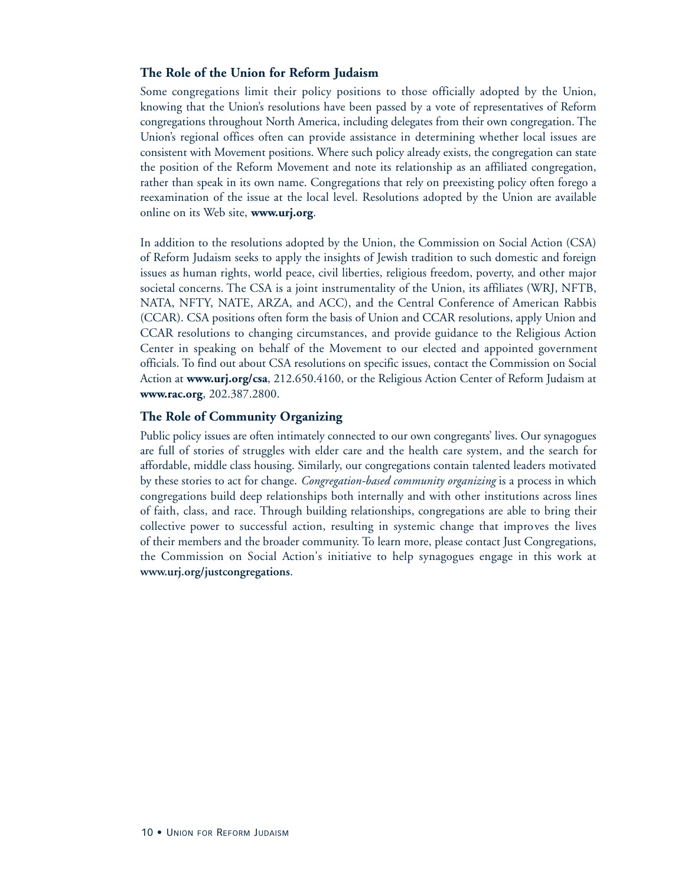### The Role of the Union for Reform Judaism

Some congregations limit their policy positions to those officially adopted by the Union, knowing that the Union's resolutions have been passed by a vote of representatives of Reform congregations throughout North America, including delegates from their own congregation. The Union's regional offices often can provide assistance in determining whether local issues are consistent with Movement positions. Where such policy already exists, the congregation can state the position of the Reform Movement and note its relationship as an affiliated congregation, rather than speak in its own name. Congregations that rely on preexisting policy often forego a reexamination of the issue at the local level. Resolutions adopted by the Union are available online on its Web site, **www.urj.org**.

In addition to the resolutions adopted by the Union, the Commission on Social Action (CSA) of Reform Judaism seeks to apply the insights of Jewish tradition to such domestic and foreign issues as human rights, world peace, civil liberties, religious freedom, poverty, and other major societal concerns. The CSA is a joint instrumentality of the Union, its affiliates (WRJ, NFTB, NATA, NFTY, NATE, ARZA, and ACC), and the Central Conference of American Rabbis (CCAR). CSA positions often form the basis of Union and CCAR resolutions, apply Union and CCAR resolutions to changing circumstances, and provide guidance to the Religious Action Center in speaking on behalf of the Movement to our elected and appointed government officials. To find out about CSA resolutions on specific issues, contact the Commission on Social Action at **www.urj.org/csa**, 212.650.4160, or the Religious Action Center of Reform Judaism at **www.rac.org**, 202.387.2800.

### The Role of Community Organizing

Public policy issues are often intimately connected to our own congregants' lives. Our synagogues are full of stories of struggles with elder care and the health care system, and the search for affordable, middle class housing. Similarly, our congregations contain talented leaders motivated by these stories to act for change. *Congregation-based community organizing* is a process in which congregations build deep relationships both internally and with other institutions across lines of faith, class, and race. Through building relationships, congregations are able to bring their collective power to successful action, resulting in systemic change that improves the lives of their members and the broader community. To learn more, please contact Just Congregations, the Commission on Social Action's initiative to help synagogues engage in this work at **www.urj.org/justcongregations**.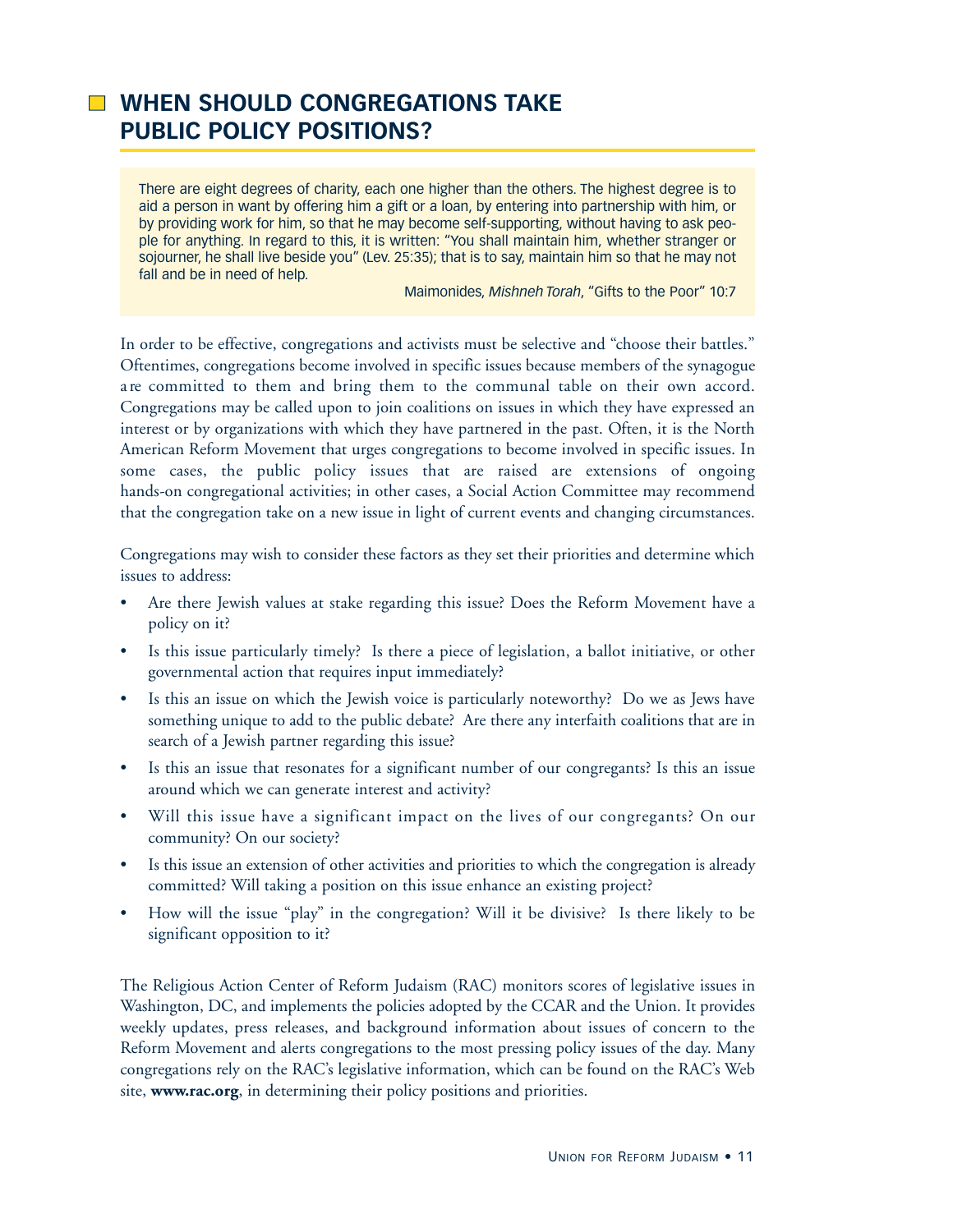## WHEN SHOULD CONGREGATIONS TAKE PUBLIC POLICY POSITIONS?

> There are eight degrees of charity, each one higher than the others. The highest degree is to aid a person in want by offering him a gift or a loan, by entering into partnership with him, or by providing work for him, so that he may become self-supporting, without having to ask people for anything. In regard to this, it is written: "You shall maintain him, whether stranger or sojourner, he shall live beside you" (Lev. 25:35); that is to say, maintain him so that he may not fall and be in need of help.
>
> Maimonides, *Mishneh Torah*, "Gifts to the Poor" 10:7

In order to be effective, congregations and activists must be selective and "choose their battles." Oftentimes, congregations become involved in specific issues because members of the synagogue are committed to them and bring them to the communal table on their own accord. Congregations may be called upon to join coalitions on issues in which they have expressed an interest or by organizations with which they have partnered in the past. Often, it is the North American Reform Movement that urges congregations to become involved in specific issues. In some cases, the public policy issues that are raised are extensions of ongoing hands-on congregational activities; in other cases, a Social Action Committee may recommend that the congregation take on a new issue in light of current events and changing circumstances.

Congregations may wish to consider these factors as they set their priorities and determine which issues to address:

- Are there Jewish values at stake regarding this issue? Does the Reform Movement have a policy on it?
- Is this issue particularly timely? Is there a piece of legislation, a ballot initiative, or other governmental action that requires input immediately?
- Is this an issue on which the Jewish voice is particularly noteworthy? Do we as Jews have something unique to add to the public debate? Are there any interfaith coalitions that are in search of a Jewish partner regarding this issue?
- Is this an issue that resonates for a significant number of our congregants? Is this an issue around which we can generate interest and activity?
- Will this issue have a significant impact on the lives of our congregants? On our community? On our society?
- Is this issue an extension of other activities and priorities to which the congregation is already committed? Will taking a position on this issue enhance an existing project?
- How will the issue "play" in the congregation? Will it be divisive? Is there likely to be significant opposition to it?

The Religious Action Center of Reform Judaism (RAC) monitors scores of legislative issues in Washington, DC, and implements the policies adopted by the CCAR and the Union. It provides weekly updates, press releases, and background information about issues of concern to the Reform Movement and alerts congregations to the most pressing policy issues of the day. Many congregations rely on the RAC's legislative information, which can be found on the RAC's Web site, **www.rac.org**, in determining their policy positions and priorities.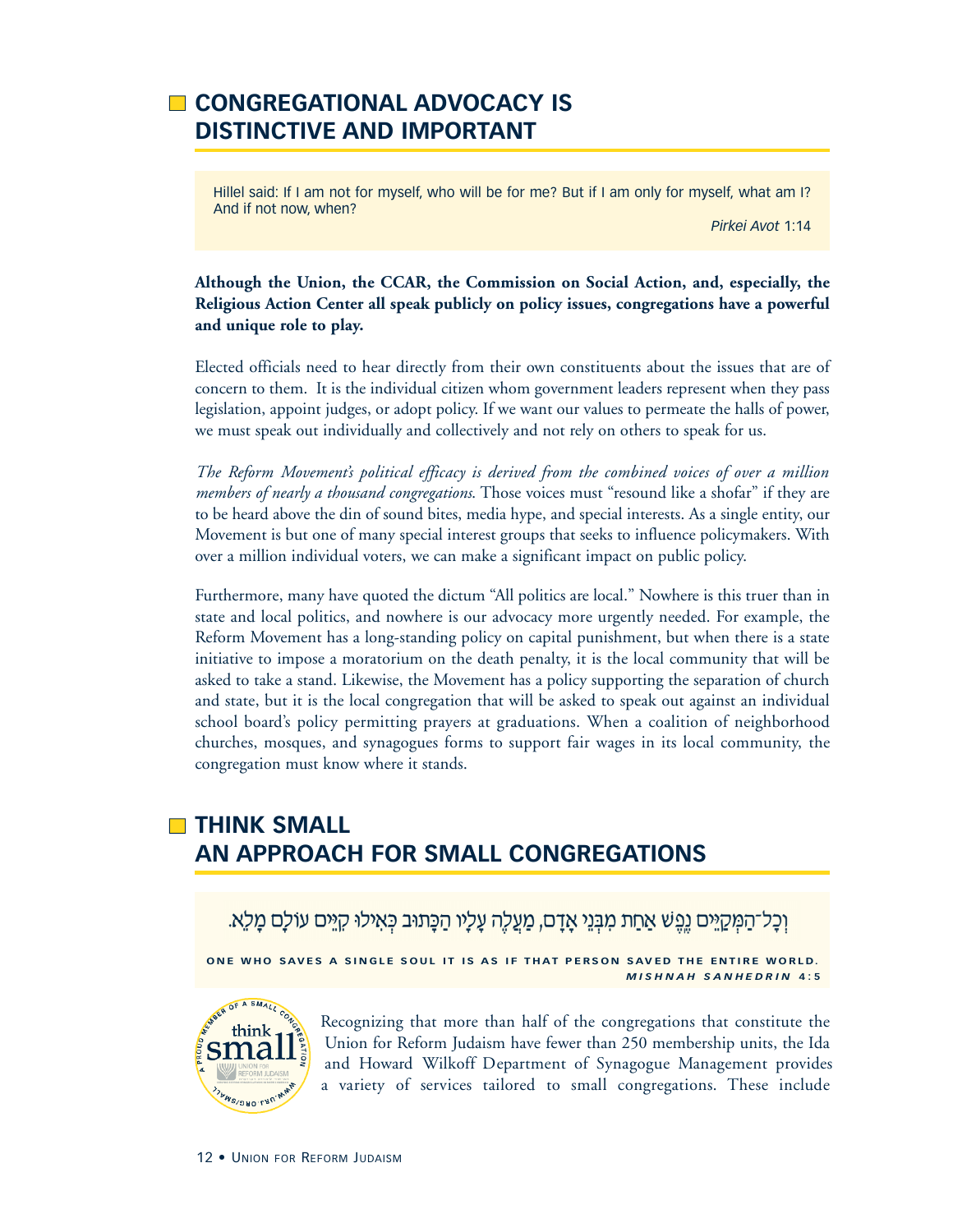## CONGREGATIONAL ADVOCACY IS DISTINCTIVE AND IMPORTANT

> Hillel said: If I am not for myself, who will be for me? But if I am only for myself, what am I? And if not now, when?
>
> *Pirkei Avot* 1:14

**Although the Union, the CCAR, the Commission on Social Action, and, especially, the Religious Action Center all speak publicly on policy issues, congregations have a powerful and unique role to play.**

Elected officials need to hear directly from their own constituents about the issues that are of concern to them. It is the individual citizen whom government leaders represent when they pass legislation, appoint judges, or adopt policy. If we want our values to permeate the halls of power, we must speak out individually and collectively and not rely on others to speak for us.

*The Reform Movement's political efficacy is derived from the combined voices of over a million members of nearly a thousand congregations.* Those voices must "resound like a shofar" if they are to be heard above the din of sound bites, media hype, and special interests. As a single entity, our Movement is but one of many special interest groups that seeks to influence policymakers. With over a million individual voters, we can make a significant impact on public policy.

Furthermore, many have quoted the dictum "All politics are local." Nowhere is this truer than in state and local politics, and nowhere is our advocacy more urgently needed. For example, the Reform Movement has a long-standing policy on capital punishment, but when there is a state initiative to impose a moratorium on the death penalty, it is the local community that will be asked to take a stand. Likewise, the Movement has a policy supporting the separation of church and state, but it is the local congregation that will be asked to speak out against an individual school board's policy permitting prayers at graduations. When a coalition of neighborhood churches, mosques, and synagogues forms to support fair wages in its local community, the congregation must know where it stands.

## THINK SMALL AN APPROACH FOR SMALL CONGREGATIONS

> וְכָל־הַמְקַיֵּים נֶפֶשׁ אַחַת מִבְּנֵי אָדָם, מַעֲלֶה עָלָיו הַכָּתוּב כְּאִילוּ קִיֵּים עוֹלָם מָלֵא.
>
> ONE WHO SAVES A SINGLE SOUL IT IS AS IF THAT PERSON SAVED THE ENTIRE WORLD.
>
> *MISHNAH SANHEDRIN* 4:5

A PROUD MEMBER OF A SMALL CONGREGATION — think small — UNION FOR REFORM JUDAISM — WWW.URJ.ORG/SMALL

Recognizing that more than half of the congregations that constitute the Union for Reform Judaism have fewer than 250 membership units, the Ida and Howard Wilkoff Department of Synagogue Management provides a variety of services tailored to small congregations. These include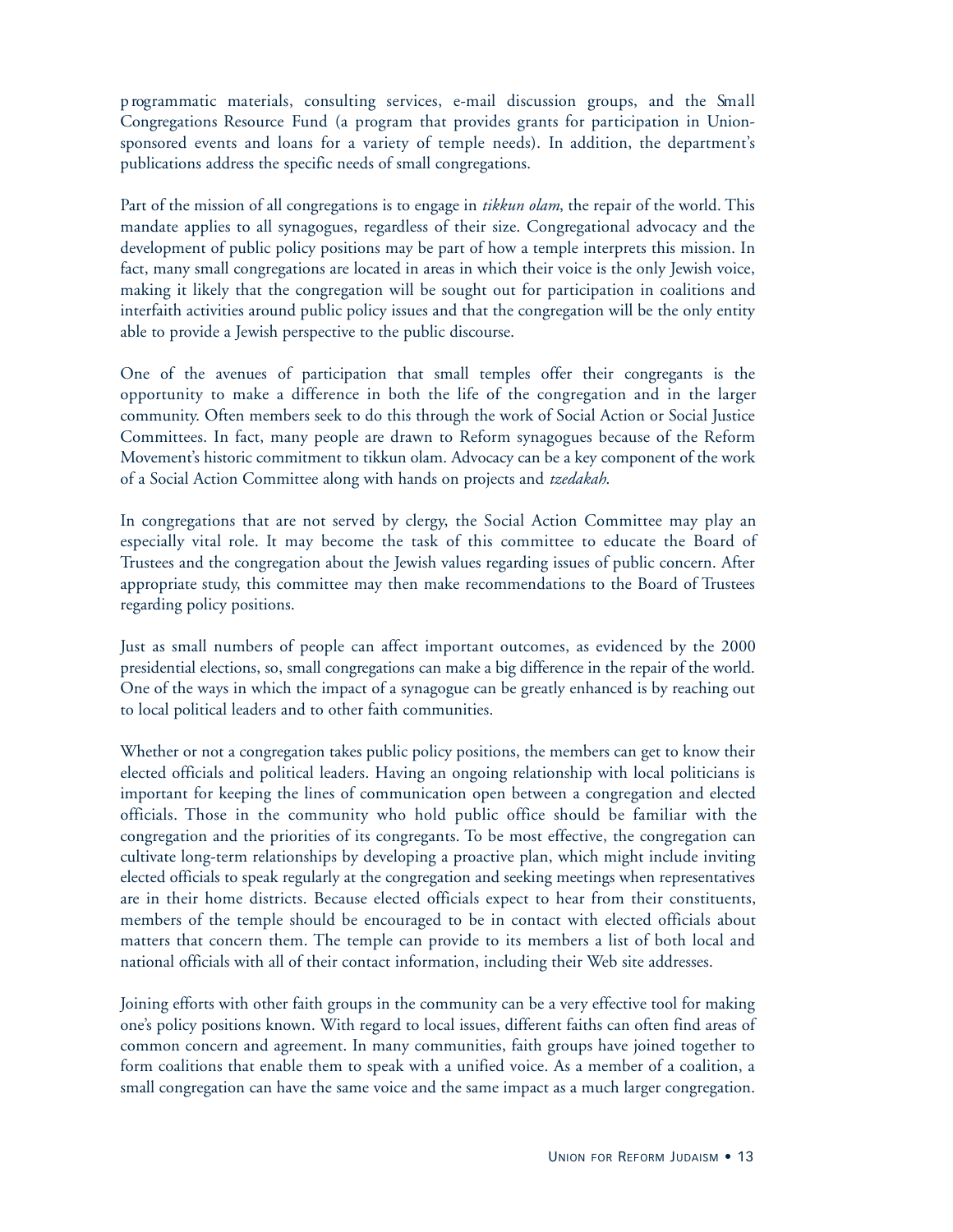programmatic materials, consulting services, e-mail discussion groups, and the Small Congregations Resource Fund (a program that provides grants for participation in Union-sponsored events and loans for a variety of temple needs). In addition, the department's publications address the specific needs of small congregations.

Part of the mission of all congregations is to engage in *tikkun olam*, the repair of the world. This mandate applies to all synagogues, regardless of their size. Congregational advocacy and the development of public policy positions may be part of how a temple interprets this mission. In fact, many small congregations are located in areas in which their voice is the only Jewish voice, making it likely that the congregation will be sought out for participation in coalitions and interfaith activities around public policy issues and that the congregation will be the only entity able to provide a Jewish perspective to the public discourse.

One of the avenues of participation that small temples offer their congregants is the opportunity to make a difference in both the life of the congregation and in the larger community. Often members seek to do this through the work of Social Action or Social Justice Committees. In fact, many people are drawn to Reform synagogues because of the Reform Movement's historic commitment to tikkun olam. Advocacy can be a key component of the work of a Social Action Committee along with hands on projects and *tzedakah*.

In congregations that are not served by clergy, the Social Action Committee may play an especially vital role. It may become the task of this committee to educate the Board of Trustees and the congregation about the Jewish values regarding issues of public concern. After appropriate study, this committee may then make recommendations to the Board of Trustees regarding policy positions.

Just as small numbers of people can affect important outcomes, as evidenced by the 2000 presidential elections, so, small congregations can make a big difference in the repair of the world. One of the ways in which the impact of a synagogue can be greatly enhanced is by reaching out to local political leaders and to other faith communities.

Whether or not a congregation takes public policy positions, the members can get to know their elected officials and political leaders. Having an ongoing relationship with local politicians is important for keeping the lines of communication open between a congregation and elected officials. Those in the community who hold public office should be familiar with the congregation and the priorities of its congregants. To be most effective, the congregation can cultivate long-term relationships by developing a proactive plan, which might include inviting elected officials to speak regularly at the congregation and seeking meetings when representatives are in their home districts. Because elected officials expect to hear from their constituents, members of the temple should be encouraged to be in contact with elected officials about matters that concern them. The temple can provide to its members a list of both local and national officials with all of their contact information, including their Web site addresses.

Joining efforts with other faith groups in the community can be a very effective tool for making one's policy positions known. With regard to local issues, different faiths can often find areas of common concern and agreement. In many communities, faith groups have joined together to form coalitions that enable them to speak with a unified voice. As a member of a coalition, a small congregation can have the same voice and the same impact as a much larger congregation.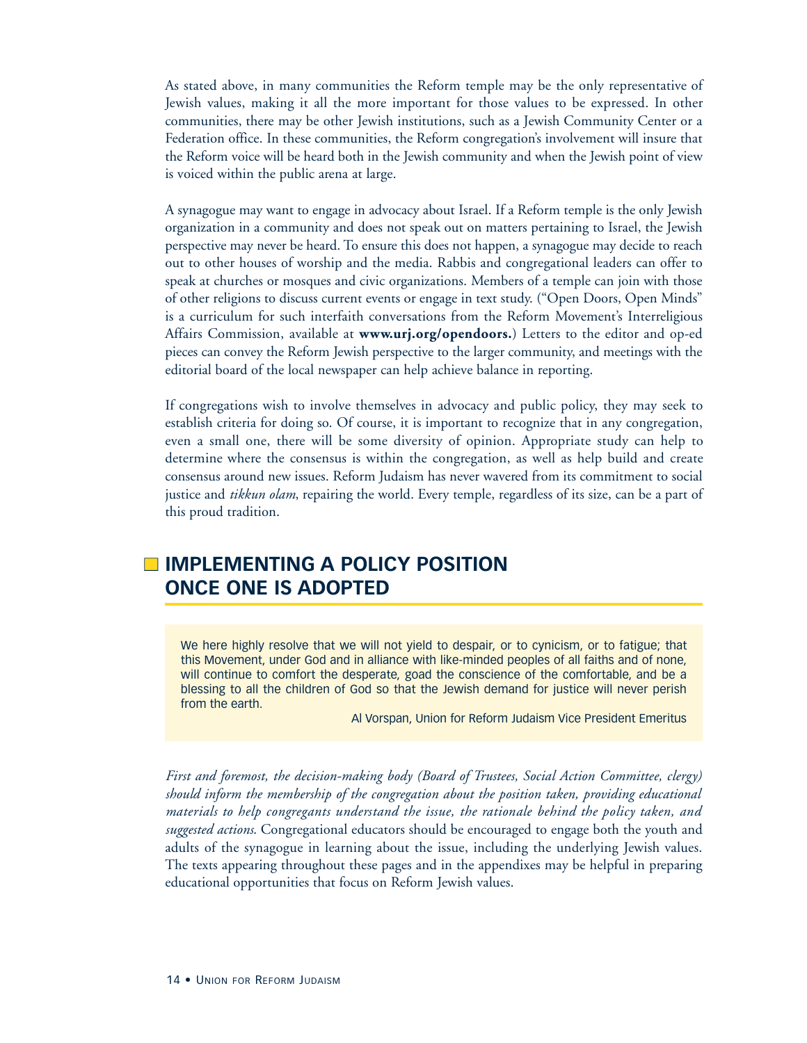As stated above, in many communities the Reform temple may be the only representative of Jewish values, making it all the more important for those values to be expressed. In other communities, there may be other Jewish institutions, such as a Jewish Community Center or a Federation office. In these communities, the Reform congregation's involvement will insure that the Reform voice will be heard both in the Jewish community and when the Jewish point of view is voiced within the public arena at large.

A synagogue may want to engage in advocacy about Israel. If a Reform temple is the only Jewish organization in a community and does not speak out on matters pertaining to Israel, the Jewish perspective may never be heard. To ensure this does not happen, a synagogue may decide to reach out to other houses of worship and the media. Rabbis and congregational leaders can offer to speak at churches or mosques and civic organizations. Members of a temple can join with those of other religions to discuss current events or engage in text study. ("Open Doors, Open Minds" is a curriculum for such interfaith conversations from the Reform Movement's Interreligious Affairs Commission, available at **www.urj.org/opendoors.**) Letters to the editor and op-ed pieces can convey the Reform Jewish perspective to the larger community, and meetings with the editorial board of the local newspaper can help achieve balance in reporting.

If congregations wish to involve themselves in advocacy and public policy, they may seek to establish criteria for doing so. Of course, it is important to recognize that in any congregation, even a small one, there will be some diversity of opinion. Appropriate study can help to determine where the consensus is within the congregation, as well as help build and create consensus around new issues. Reform Judaism has never wavered from its commitment to social justice and *tikkun olam*, repairing the world. Every temple, regardless of its size, can be a part of this proud tradition.

## IMPLEMENTING A POLICY POSITION ONCE ONE IS ADOPTED

> We here highly resolve that we will not yield to despair, or to cynicism, or to fatigue; that this Movement, under God and in alliance with like-minded peoples of all faiths and of none, will continue to comfort the desperate, goad the conscience of the comfortable, and be a blessing to all the children of God so that the Jewish demand for justice will never perish from the earth.
>
> Al Vorspan, Union for Reform Judaism Vice President Emeritus

*First and foremost, the decision-making body (Board of Trustees, Social Action Committee, clergy) should inform the membership of the congregation about the position taken, providing educational materials to help congregants understand the issue, the rationale behind the policy taken, and suggested actions*. Congregational educators should be encouraged to engage both the youth and adults of the synagogue in learning about the issue, including the underlying Jewish values. The texts appearing throughout these pages and in the appendixes may be helpful in preparing educational opportunities that focus on Reform Jewish values.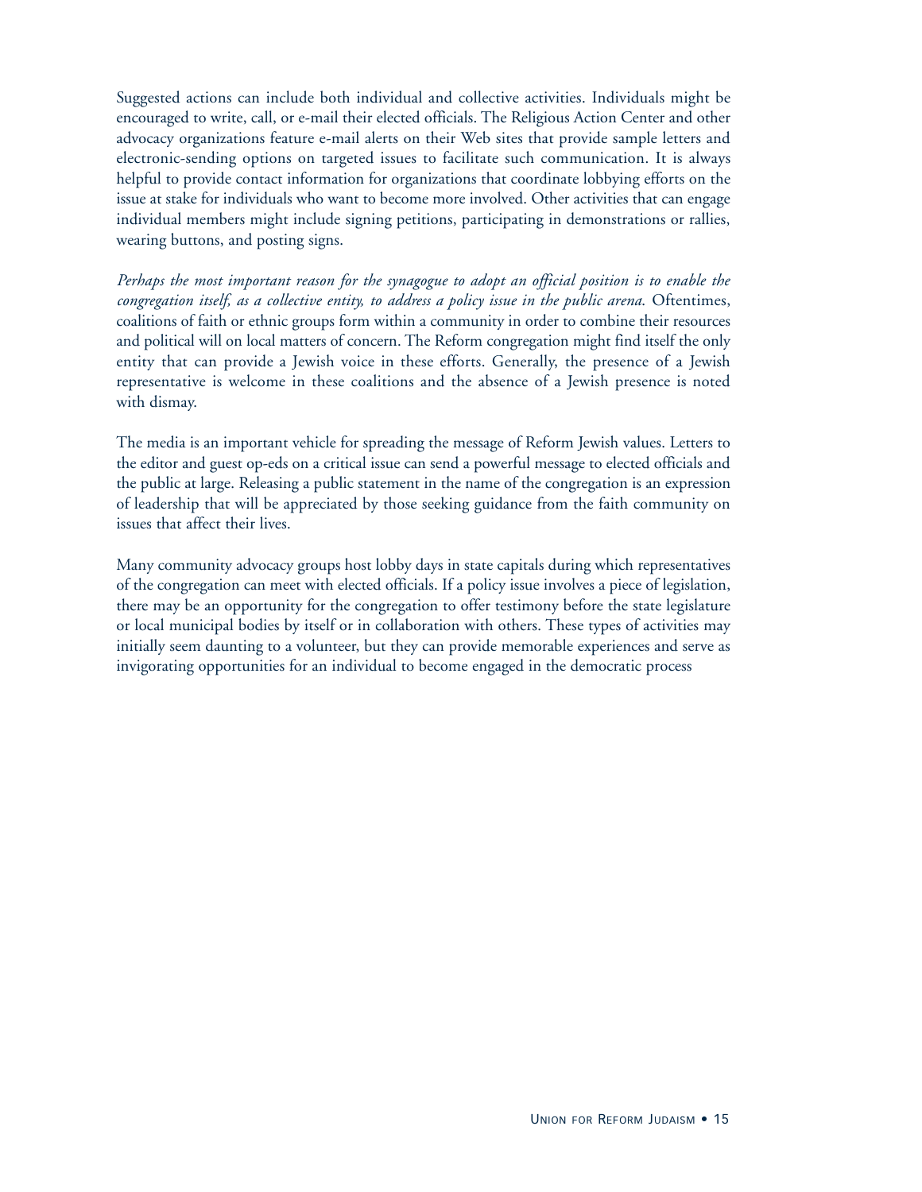Suggested actions can include both individual and collective activities. Individuals might be encouraged to write, call, or e-mail their elected officials. The Religious Action Center and other advocacy organizations feature e-mail alerts on their Web sites that provide sample letters and electronic-sending options on targeted issues to facilitate such communication. It is always helpful to provide contact information for organizations that coordinate lobbying efforts on the issue at stake for individuals who want to become more involved. Other activities that can engage individual members might include signing petitions, participating in demonstrations or rallies, wearing buttons, and posting signs.

*Perhaps the most important reason for the synagogue to adopt an official position is to enable the congregation itself, as a collective entity, to address a policy issue in the public arena.* Oftentimes, coalitions of faith or ethnic groups form within a community in order to combine their resources and political will on local matters of concern. The Reform congregation might find itself the only entity that can provide a Jewish voice in these efforts. Generally, the presence of a Jewish representative is welcome in these coalitions and the absence of a Jewish presence is noted with dismay.

The media is an important vehicle for spreading the message of Reform Jewish values. Letters to the editor and guest op-eds on a critical issue can send a powerful message to elected officials and the public at large. Releasing a public statement in the name of the congregation is an expression of leadership that will be appreciated by those seeking guidance from the faith community on issues that affect their lives.

Many community advocacy groups host lobby days in state capitals during which representatives of the congregation can meet with elected officials. If a policy issue involves a piece of legislation, there may be an opportunity for the congregation to offer testimony before the state legislature or local municipal bodies by itself or in collaboration with others. These types of activities may initially seem daunting to a volunteer, but they can provide memorable experiences and serve as invigorating opportunities for an individual to become engaged in the democratic process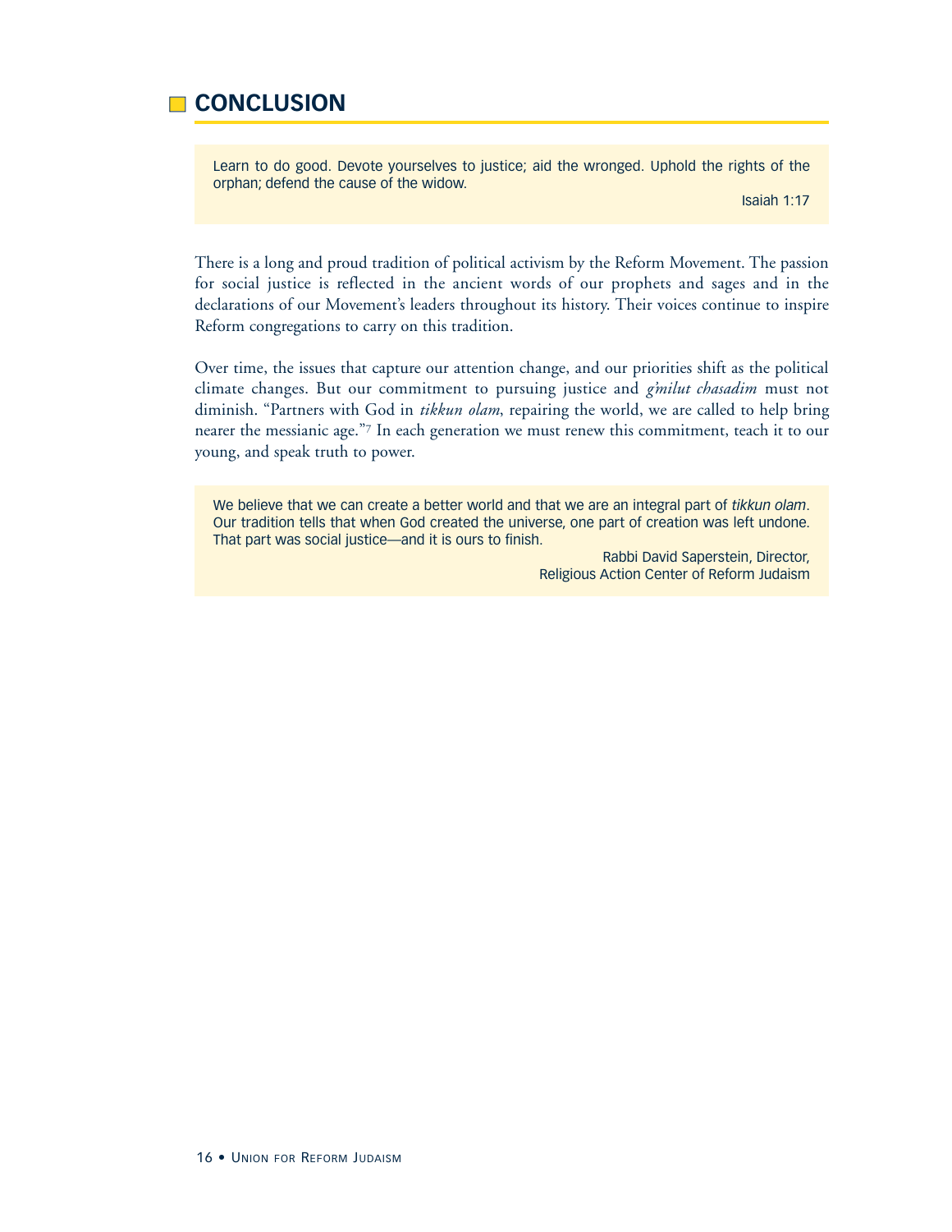## CONCLUSION

> Learn to do good. Devote yourselves to justice; aid the wronged. Uphold the rights of the orphan; defend the cause of the widow.
>
> Isaiah 1:17

There is a long and proud tradition of political activism by the Reform Movement. The passion for social justice is reflected in the ancient words of our prophets and sages and in the declarations of our Movement's leaders throughout its history. Their voices continue to inspire Reform congregations to carry on this tradition.

Over time, the issues that capture our attention change, and our priorities shift as the political climate changes. But our commitment to pursuing justice and *g'milut chasadim* must not diminish. "Partners with God in *tikkun olam*, repairing the world, we are called to help bring nearer the messianic age."[7] In each generation we must renew this commitment, teach it to our young, and speak truth to power.

> We believe that we can create a better world and that we are an integral part of *tikkun olam*. Our tradition tells that when God created the universe, one part of creation was left undone. That part was social justice—and it is ours to finish.
>
> Rabbi David Saperstein, Director,
> Religious Action Center of Reform Judaism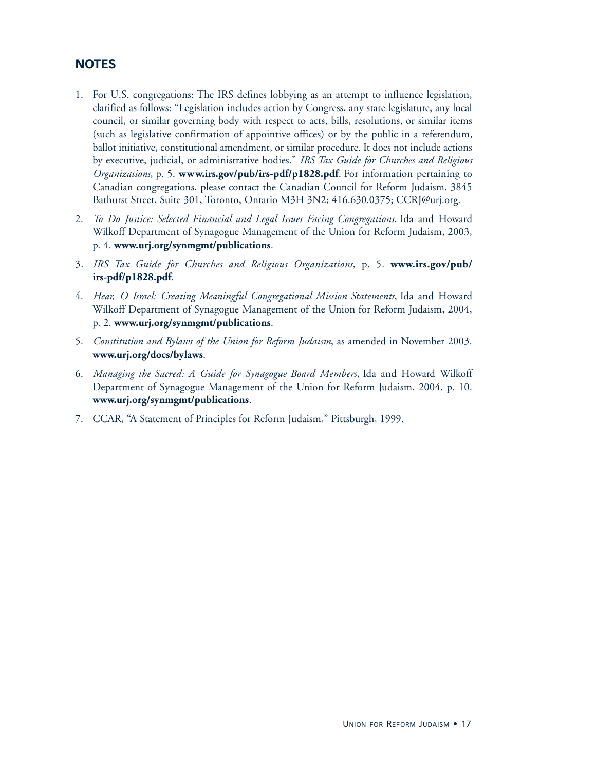## NOTES

1. For U.S. congregations: The IRS defines lobbying as an attempt to influence legislation, clarified as follows: "Legislation includes action by Congress, any state legislature, any local council, or similar governing body with respect to acts, bills, resolutions, or similar items (such as legislative confirmation of appointive offices) or by the public in a referendum, ballot initiative, constitutional amendment, or similar procedure. It does not include actions by executive, judicial, or administrative bodies." *IRS Tax Guide for Churches and Religious Organizations*, p. 5. **www.irs.gov/pub/irs-pdf/p1828.pdf**. For information pertaining to Canadian congregations, please contact the Canadian Council for Reform Judaism, 3845 Bathurst Street, Suite 301, Toronto, Ontario M3H 3N2; 416.630.0375; CCRJ@urj.org.

2. *To Do Justice: Selected Financial and Legal Issues Facing Congregations*, Ida and Howard Wilkoff Department of Synagogue Management of the Union for Reform Judaism, 2003, p. 4. **www.urj.org/synmgmt/publications**.

3. *IRS Tax Guide for Churches and Religious Organizations*, p. 5. **www.irs.gov/pub/irs-pdf/p1828.pdf**.

4. *Hear, O Israel: Creating Meaningful Congregational Mission Statements*, Ida and Howard Wilkoff Department of Synagogue Management of the Union for Reform Judaism, 2004, p. 2. **www.urj.org/synmgmt/publications**.

5. *Constitution and Bylaws of the Union for Reform Judaism*, as amended in November 2003. **www.urj.org/docs/bylaws**.

6. *Managing the Sacred: A Guide for Synagogue Board Members*, Ida and Howard Wilkoff Department of Synagogue Management of the Union for Reform Judaism, 2004, p. 10. **www.urj.org/synmgmt/publications**.

7. CCAR, "A Statement of Principles for Reform Judaism," Pittsburgh, 1999.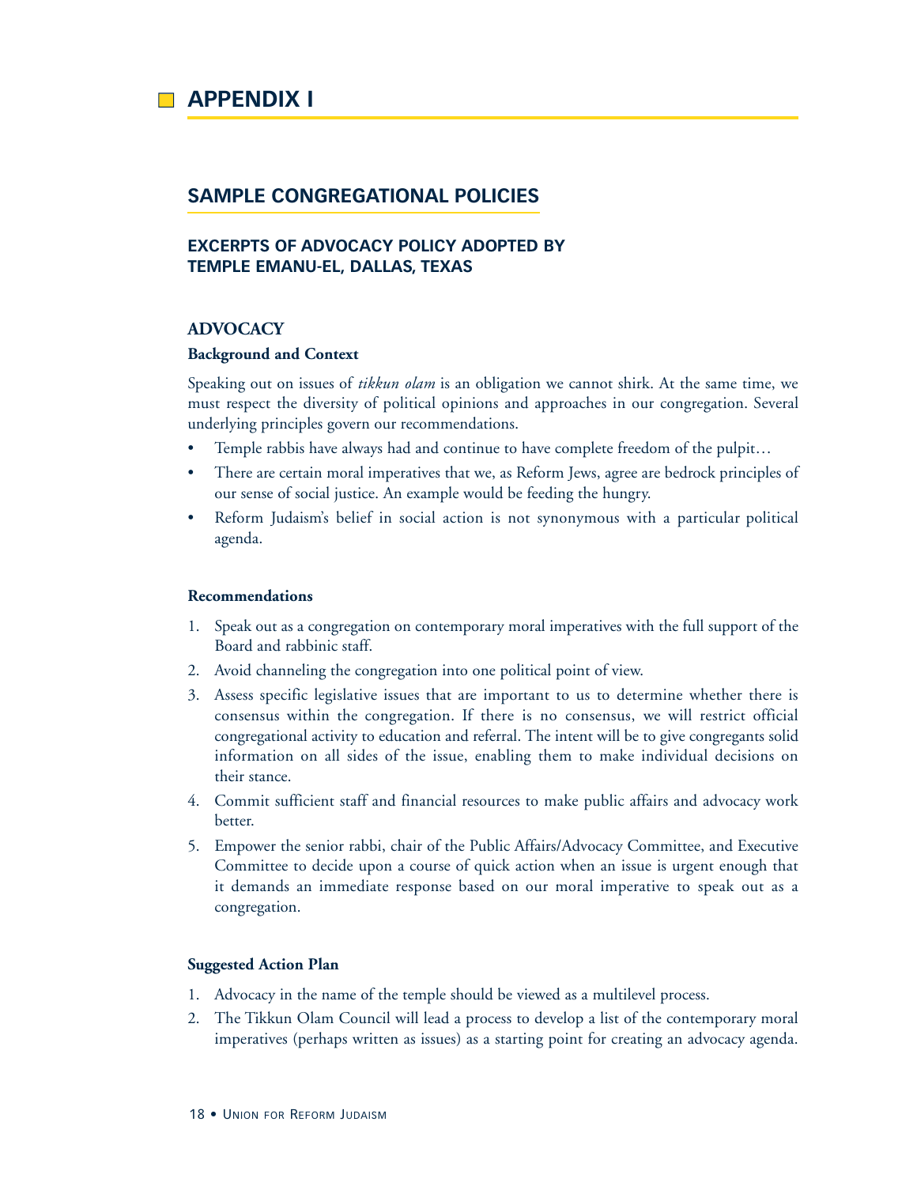# APPENDIX I

## SAMPLE CONGREGATIONAL POLICIES

### EXCERPTS OF ADVOCACY POLICY ADOPTED BY TEMPLE EMANU-EL, DALLAS, TEXAS

#### ADVOCACY

**Background and Context**

Speaking out on issues of *tikkun olam* is an obligation we cannot shirk. At the same time, we must respect the diversity of political opinions and approaches in our congregation. Several underlying principles govern our recommendations.

- Temple rabbis have always had and continue to have complete freedom of the pulpit…
- There are certain moral imperatives that we, as Reform Jews, agree are bedrock principles of our sense of social justice. An example would be feeding the hungry.
- Reform Judaism's belief in social action is not synonymous with a particular political agenda.

**Recommendations**

1. Speak out as a congregation on contemporary moral imperatives with the full support of the Board and rabbinic staff.
2. Avoid channeling the congregation into one political point of view.
3. Assess specific legislative issues that are important to us to determine whether there is consensus within the congregation. If there is no consensus, we will restrict official congregational activity to education and referral. The intent will be to give congregants solid information on all sides of the issue, enabling them to make individual decisions on their stance.
4. Commit sufficient staff and financial resources to make public affairs and advocacy work better.
5. Empower the senior rabbi, chair of the Public Affairs/Advocacy Committee, and Executive Committee to decide upon a course of quick action when an issue is urgent enough that it demands an immediate response based on our moral imperative to speak out as a congregation.

**Suggested Action Plan**

1. Advocacy in the name of the temple should be viewed as a multilevel process.
2. The Tikkun Olam Council will lead a process to develop a list of the contemporary moral imperatives (perhaps written as issues) as a starting point for creating an advocacy agenda.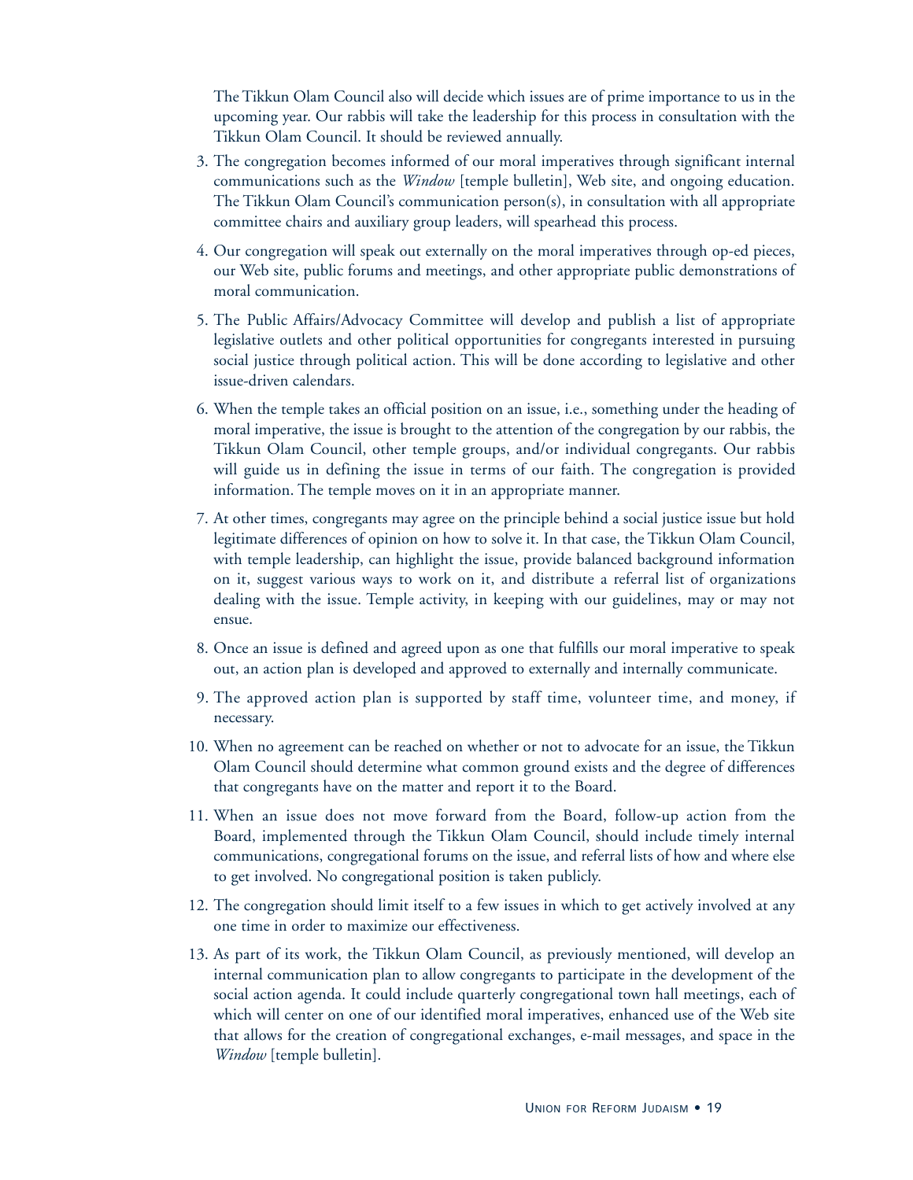The Tikkun Olam Council also will decide which issues are of prime importance to us in the upcoming year. Our rabbis will take the leadership for this process in consultation with the Tikkun Olam Council. It should be reviewed annually.

3. The congregation becomes informed of our moral imperatives through significant internal communications such as the *Window* [temple bulletin], Web site, and ongoing education. The Tikkun Olam Council's communication person(s), in consultation with all appropriate committee chairs and auxiliary group leaders, will spearhead this process.
4. Our congregation will speak out externally on the moral imperatives through op-ed pieces, our Web site, public forums and meetings, and other appropriate public demonstrations of moral communication.
5. The Public Affairs/Advocacy Committee will develop and publish a list of appropriate legislative outlets and other political opportunities for congregants interested in pursuing social justice through political action. This will be done according to legislative and other issue-driven calendars.
6. When the temple takes an official position on an issue, i.e., something under the heading of moral imperative, the issue is brought to the attention of the congregation by our rabbis, the Tikkun Olam Council, other temple groups, and/or individual congregants. Our rabbis will guide us in defining the issue in terms of our faith. The congregation is provided information. The temple moves on it in an appropriate manner.
7. At other times, congregants may agree on the principle behind a social justice issue but hold legitimate differences of opinion on how to solve it. In that case, the Tikkun Olam Council, with temple leadership, can highlight the issue, provide balanced background information on it, suggest various ways to work on it, and distribute a referral list of organizations dealing with the issue. Temple activity, in keeping with our guidelines, may or may not ensue.
8. Once an issue is defined and agreed upon as one that fulfills our moral imperative to speak out, an action plan is developed and approved to externally and internally communicate.
9. The approved action plan is supported by staff time, volunteer time, and money, if necessary.
10. When no agreement can be reached on whether or not to advocate for an issue, the Tikkun Olam Council should determine what common ground exists and the degree of differences that congregants have on the matter and report it to the Board.
11. When an issue does not move forward from the Board, follow-up action from the Board, implemented through the Tikkun Olam Council, should include timely internal communications, congregational forums on the issue, and referral lists of how and where else to get involved. No congregational position is taken publicly.
12. The congregation should limit itself to a few issues in which to get actively involved at any one time in order to maximize our effectiveness.
13. As part of its work, the Tikkun Olam Council, as previously mentioned, will develop an internal communication plan to allow congregants to participate in the development of the social action agenda. It could include quarterly congregational town hall meetings, each of which will center on one of our identified moral imperatives, enhanced use of the Web site that allows for the creation of congregational exchanges, e-mail messages, and space in the *Window* [temple bulletin].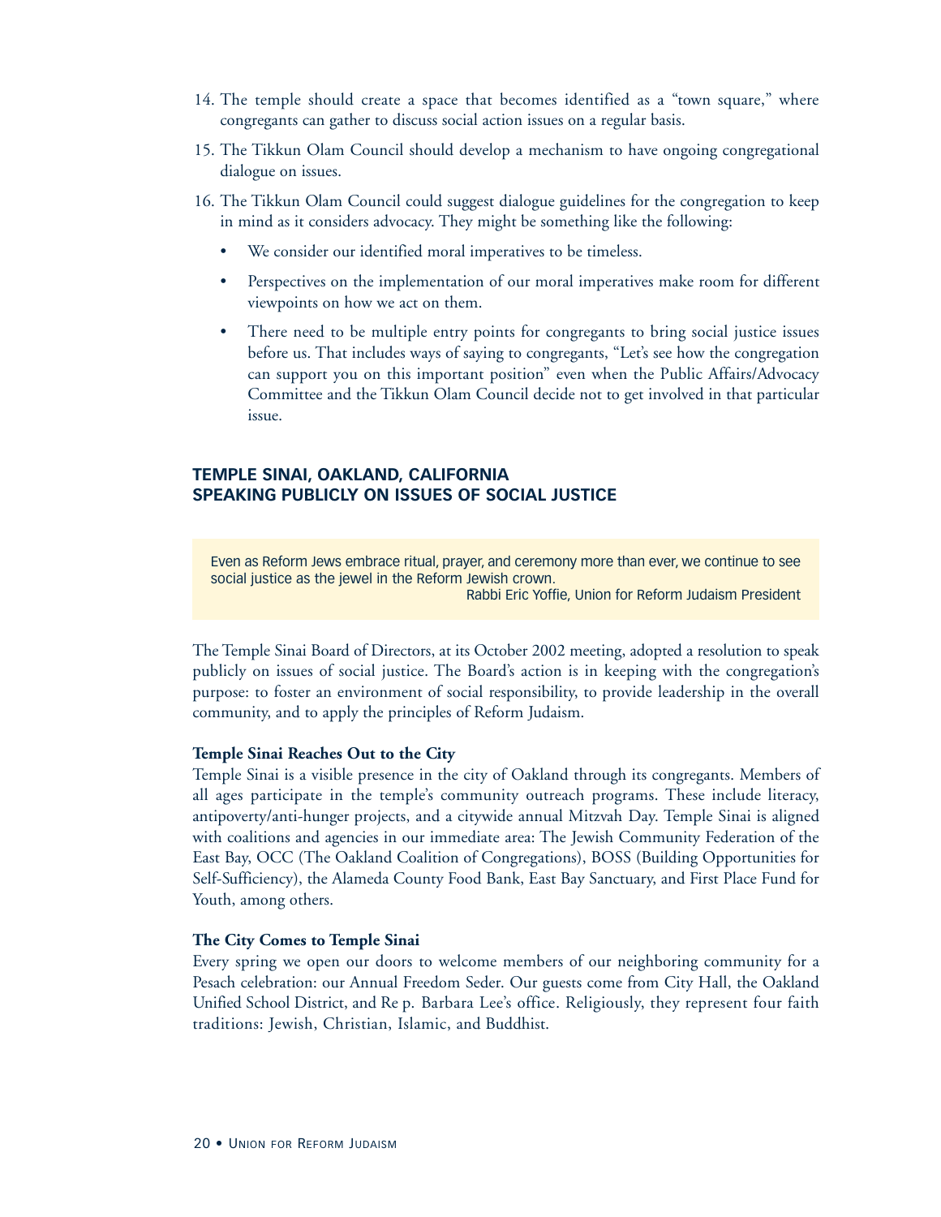14. The temple should create a space that becomes identified as a "town square," where congregants can gather to discuss social action issues on a regular basis.
15. The Tikkun Olam Council should develop a mechanism to have ongoing congregational dialogue on issues.
16. The Tikkun Olam Council could suggest dialogue guidelines for the congregation to keep in mind as it considers advocacy. They might be something like the following:
    - We consider our identified moral imperatives to be timeless.
    - Perspectives on the implementation of our moral imperatives make room for different viewpoints on how we act on them.
    - There need to be multiple entry points for congregants to bring social justice issues before us. That includes ways of saying to congregants, "Let's see how the congregation can support you on this important position" even when the Public Affairs/Advocacy Committee and the Tikkun Olam Council decide not to get involved in that particular issue.

## TEMPLE SINAI, OAKLAND, CALIFORNIA
## SPEAKING PUBLICLY ON ISSUES OF SOCIAL JUSTICE

> Even as Reform Jews embrace ritual, prayer, and ceremony more than ever, we continue to see social justice as the jewel in the Reform Jewish crown.
>
> Rabbi Eric Yoffie, Union for Reform Judaism President

The Temple Sinai Board of Directors, at its October 2002 meeting, adopted a resolution to speak publicly on issues of social justice. The Board's action is in keeping with the congregation's purpose: to foster an environment of social responsibility, to provide leadership in the overall community, and to apply the principles of Reform Judaism.

**Temple Sinai Reaches Out to the City**

Temple Sinai is a visible presence in the city of Oakland through its congregants. Members of all ages participate in the temple's community outreach programs. These include literacy, antipoverty/anti-hunger projects, and a citywide annual Mitzvah Day. Temple Sinai is aligned with coalitions and agencies in our immediate area: The Jewish Community Federation of the East Bay, OCC (The Oakland Coalition of Congregations), BOSS (Building Opportunities for Self-Sufficiency), the Alameda County Food Bank, East Bay Sanctuary, and First Place Fund for Youth, among others.

**The City Comes to Temple Sinai**

Every spring we open our doors to welcome members of our neighboring community for a Pesach celebration: our Annual Freedom Seder. Our guests come from City Hall, the Oakland Unified School District, and Rep. Barbara Lee's office. Religiously, they represent four faith traditions: Jewish, Christian, Islamic, and Buddhist.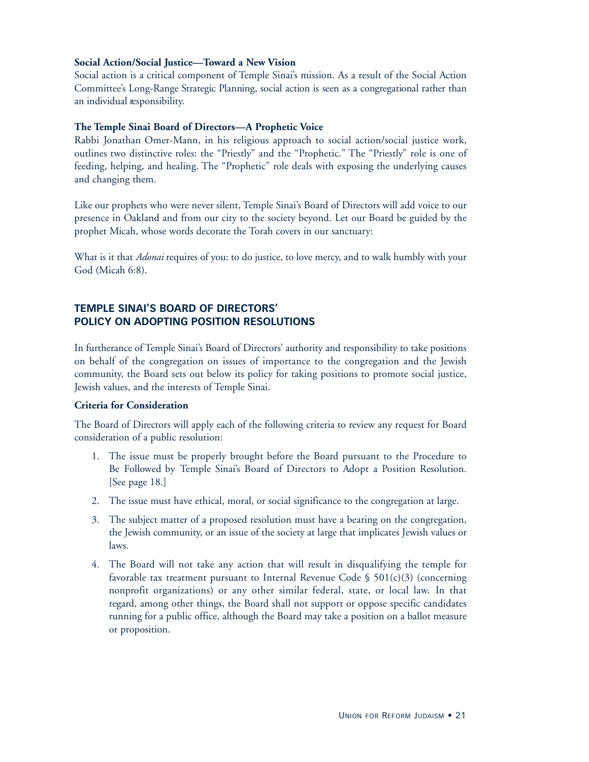**Social Action/Social Justice—Toward a New Vision**

Social action is a critical component of Temple Sinai's mission. As a result of the Social Action Committee's Long-Range Strategic Planning, social action is seen as a congregational rather than an individual responsibility.

**The Temple Sinai Board of Directors—A Prophetic Voice**

Rabbi Jonathan Omer-Mann, in his religious approach to social action/social justice work, outlines two distinctive roles: the "Priestly" and the "Prophetic." The "Priestly" role is one of feeding, helping, and healing. The "Prophetic" role deals with exposing the underlying causes and changing them.

Like our prophets who were never silent, Temple Sinai's Board of Directors will add voice to our presence in Oakland and from our city to the society beyond. Let our Board be guided by the prophet Micah, whose words decorate the Torah covers in our sanctuary:

What is it that *Adonai* requires of you: to do justice, to love mercy, and to walk humbly with your God (Micah 6:8).

## TEMPLE SINAI'S BOARD OF DIRECTORS' POLICY ON ADOPTING POSITION RESOLUTIONS

In furtherance of Temple Sinai's Board of Directors' authority and responsibility to take positions on behalf of the congregation on issues of importance to the congregation and the Jewish community, the Board sets out below its policy for taking positions to promote social justice, Jewish values, and the interests of Temple Sinai.

**Criteria for Consideration**

The Board of Directors will apply each of the following criteria to review any request for Board consideration of a public resolution:

1. The issue must be properly brought before the Board pursuant to the Procedure to Be Followed by Temple Sinai's Board of Directors to Adopt a Position Resolution. [See page 18.]
2. The issue must have ethical, moral, or social significance to the congregation at large.
3. The subject matter of a proposed resolution must have a bearing on the congregation, the Jewish community, or an issue of the society at large that implicates Jewish values or laws.
4. The Board will not take any action that will result in disqualifying the temple for favorable tax treatment pursuant to Internal Revenue Code § 501(c)(3) (concerning nonprofit organizations) or any other similar federal, state, or local law. In that regard, among other things, the Board shall not support or oppose specific candidates running for a public office, although the Board may take a position on a ballot measure or proposition.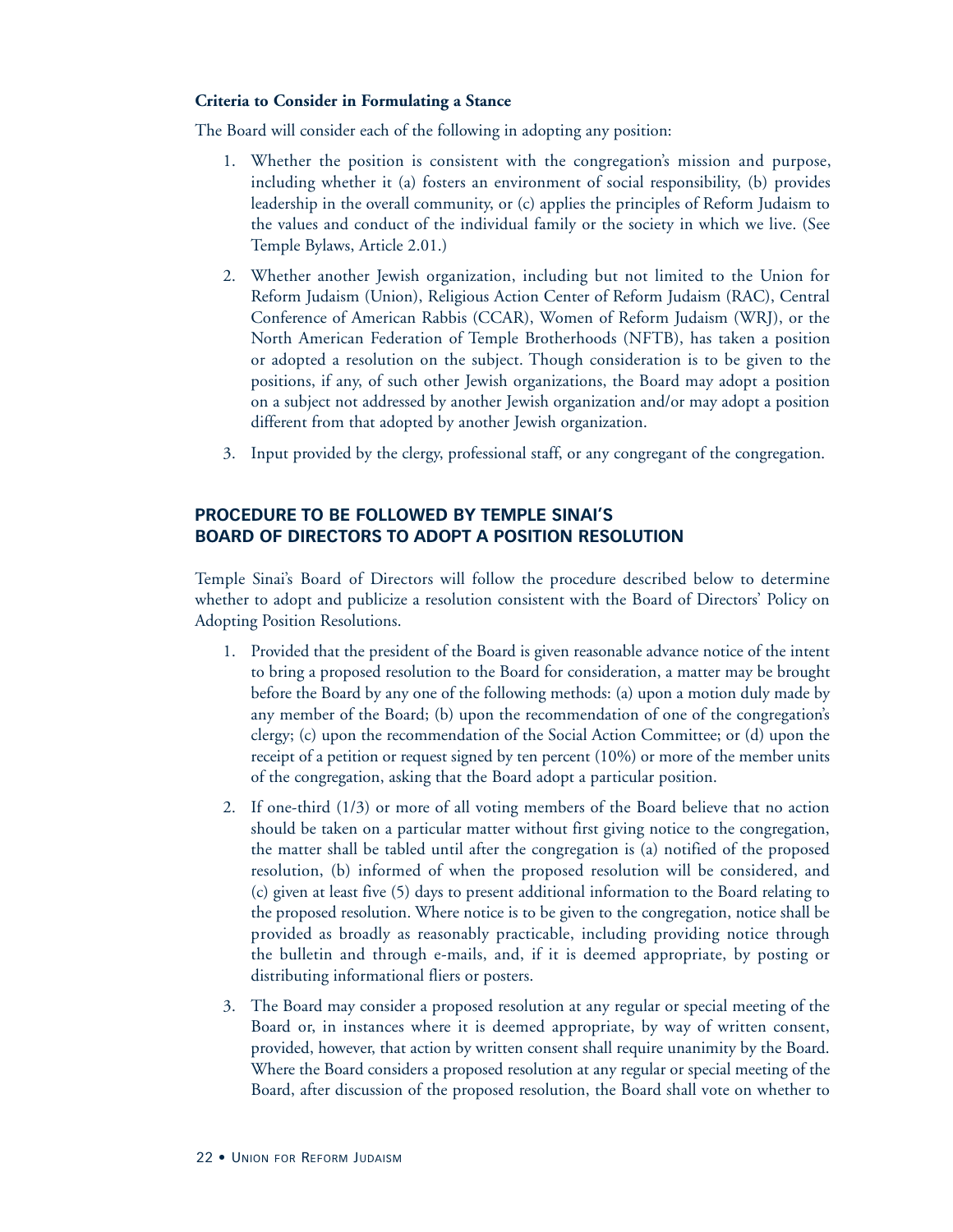**Criteria to Consider in Formulating a Stance**

The Board will consider each of the following in adopting any position:

1. Whether the position is consistent with the congregation's mission and purpose, including whether it (a) fosters an environment of social responsibility, (b) provides leadership in the overall community, or (c) applies the principles of Reform Judaism to the values and conduct of the individual family or the society in which we live. (See Temple Bylaws, Article 2.01.)

2. Whether another Jewish organization, including but not limited to the Union for Reform Judaism (Union), Religious Action Center of Reform Judaism (RAC), Central Conference of American Rabbis (CCAR), Women of Reform Judaism (WRJ), or the North American Federation of Temple Brotherhoods (NFTB), has taken a position or adopted a resolution on the subject. Though consideration is to be given to the positions, if any, of such other Jewish organizations, the Board may adopt a position on a subject not addressed by another Jewish organization and/or may adopt a position different from that adopted by another Jewish organization.

3. Input provided by the clergy, professional staff, or any congregant of the congregation.

## PROCEDURE TO BE FOLLOWED BY TEMPLE SINAI'S BOARD OF DIRECTORS TO ADOPT A POSITION RESOLUTION

Temple Sinai's Board of Directors will follow the procedure described below to determine whether to adopt and publicize a resolution consistent with the Board of Directors' Policy on Adopting Position Resolutions.

1. Provided that the president of the Board is given reasonable advance notice of the intent to bring a proposed resolution to the Board for consideration, a matter may be brought before the Board by any one of the following methods: (a) upon a motion duly made by any member of the Board; (b) upon the recommendation of one of the congregation's clergy; (c) upon the recommendation of the Social Action Committee; or (d) upon the receipt of a petition or request signed by ten percent (10%) or more of the member units of the congregation, asking that the Board adopt a particular position.

2. If one-third (1/3) or more of all voting members of the Board believe that no action should be taken on a particular matter without first giving notice to the congregation, the matter shall be tabled until after the congregation is (a) notified of the proposed resolution, (b) informed of when the proposed resolution will be considered, and (c) given at least five (5) days to present additional information to the Board relating to the proposed resolution. Where notice is to be given to the congregation, notice shall be provided as broadly as reasonably practicable, including providing notice through the bulletin and through e-mails, and, if it is deemed appropriate, by posting or distributing informational fliers or posters.

3. The Board may consider a proposed resolution at any regular or special meeting of the Board or, in instances where it is deemed appropriate, by way of written consent, provided, however, that action by written consent shall require unanimity by the Board. Where the Board considers a proposed resolution at any regular or special meeting of the Board, after discussion of the proposed resolution, the Board shall vote on whether to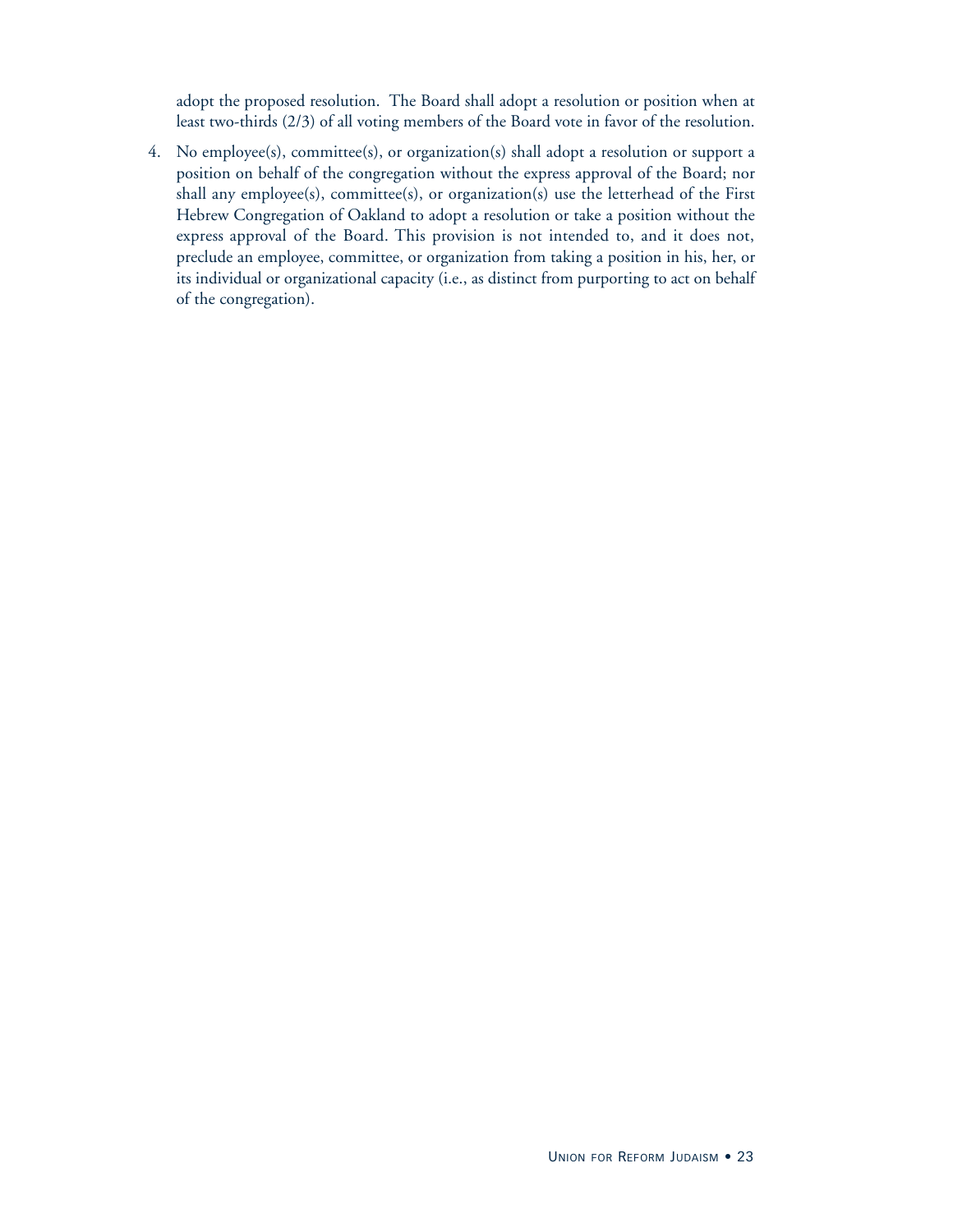adopt the proposed resolution. The Board shall adopt a resolution or position when at least two-thirds (2/3) of all voting members of the Board vote in favor of the resolution.

4. No employee(s), committee(s), or organization(s) shall adopt a resolution or support a position on behalf of the congregation without the express approval of the Board; nor shall any employee(s), committee(s), or organization(s) use the letterhead of the First Hebrew Congregation of Oakland to adopt a resolution or take a position without the express approval of the Board. This provision is not intended to, and it does not, preclude an employee, committee, or organization from taking a position in his, her, or its individual or organizational capacity (i.e., as distinct from purporting to act on behalf of the congregation).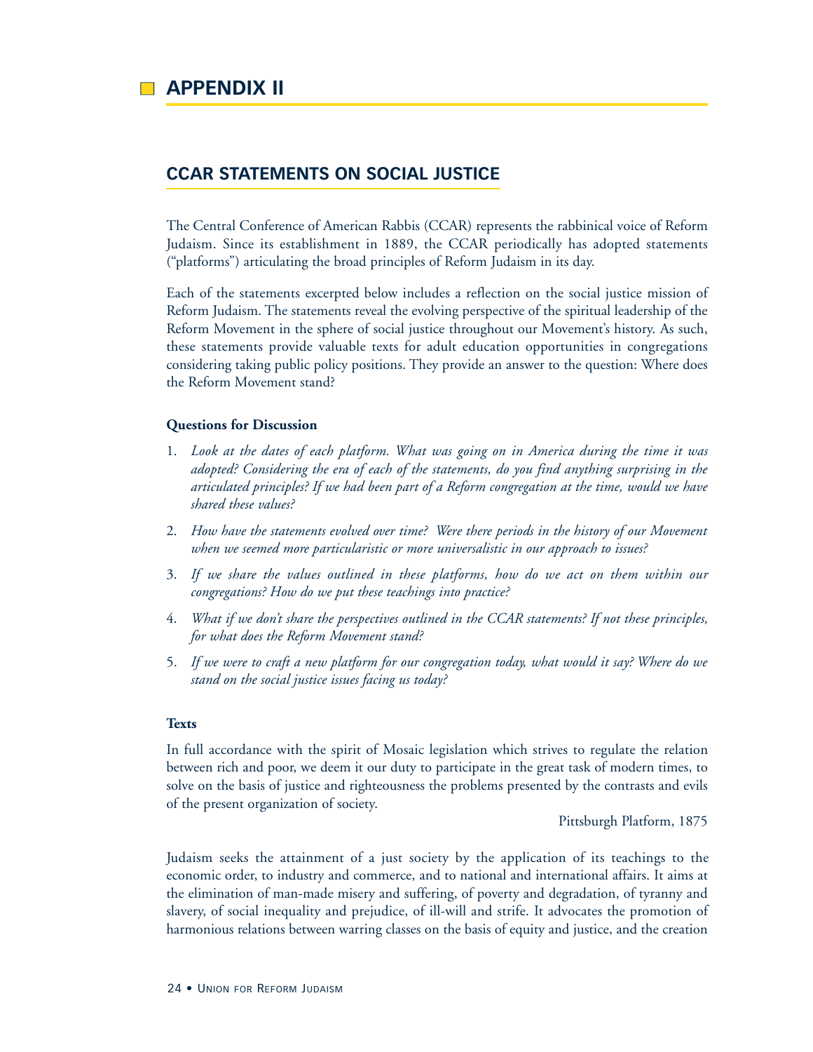# APPENDIX II

## CCAR STATEMENTS ON SOCIAL JUSTICE

The Central Conference of American Rabbis (CCAR) represents the rabbinical voice of Reform Judaism. Since its establishment in 1889, the CCAR periodically has adopted statements ("platforms") articulating the broad principles of Reform Judaism in its day.

Each of the statements excerpted below includes a reflection on the social justice mission of Reform Judaism. The statements reveal the evolving perspective of the spiritual leadership of the Reform Movement in the sphere of social justice throughout our Movement's history. As such, these statements provide valuable texts for adult education opportunities in congregations considering taking public policy positions. They provide an answer to the question: Where does the Reform Movement stand?

**Questions for Discussion**

1. *Look at the dates of each platform. What was going on in America during the time it was adopted? Considering the era of each of the statements, do you find anything surprising in the articulated principles? If we had been part of a Reform congregation at the time, would we have shared these values?*
2. *How have the statements evolved over time? Were there periods in the history of our Movement when we seemed more particularistic or more universalistic in our approach to issues?*
3. *If we share the values outlined in these platforms, how do we act on them within our congregations? How do we put these teachings into practice?*
4. *What if we don't share the perspectives outlined in the CCAR statements? If not these principles, for what does the Reform Movement stand?*
5. *If we were to craft a new platform for our congregation today, what would it say? Where do we stand on the social justice issues facing us today?*

**Texts**

In full accordance with the spirit of Mosaic legislation which strives to regulate the relation between rich and poor, we deem it our duty to participate in the great task of modern times, to solve on the basis of justice and righteousness the problems presented by the contrasts and evils of the present organization of society.

Pittsburgh Platform, 1875

Judaism seeks the attainment of a just society by the application of its teachings to the economic order, to industry and commerce, and to national and international affairs. It aims at the elimination of man-made misery and suffering, of poverty and degradation, of tyranny and slavery, of social inequality and prejudice, of ill-will and strife. It advocates the promotion of harmonious relations between warring classes on the basis of equity and justice, and the creation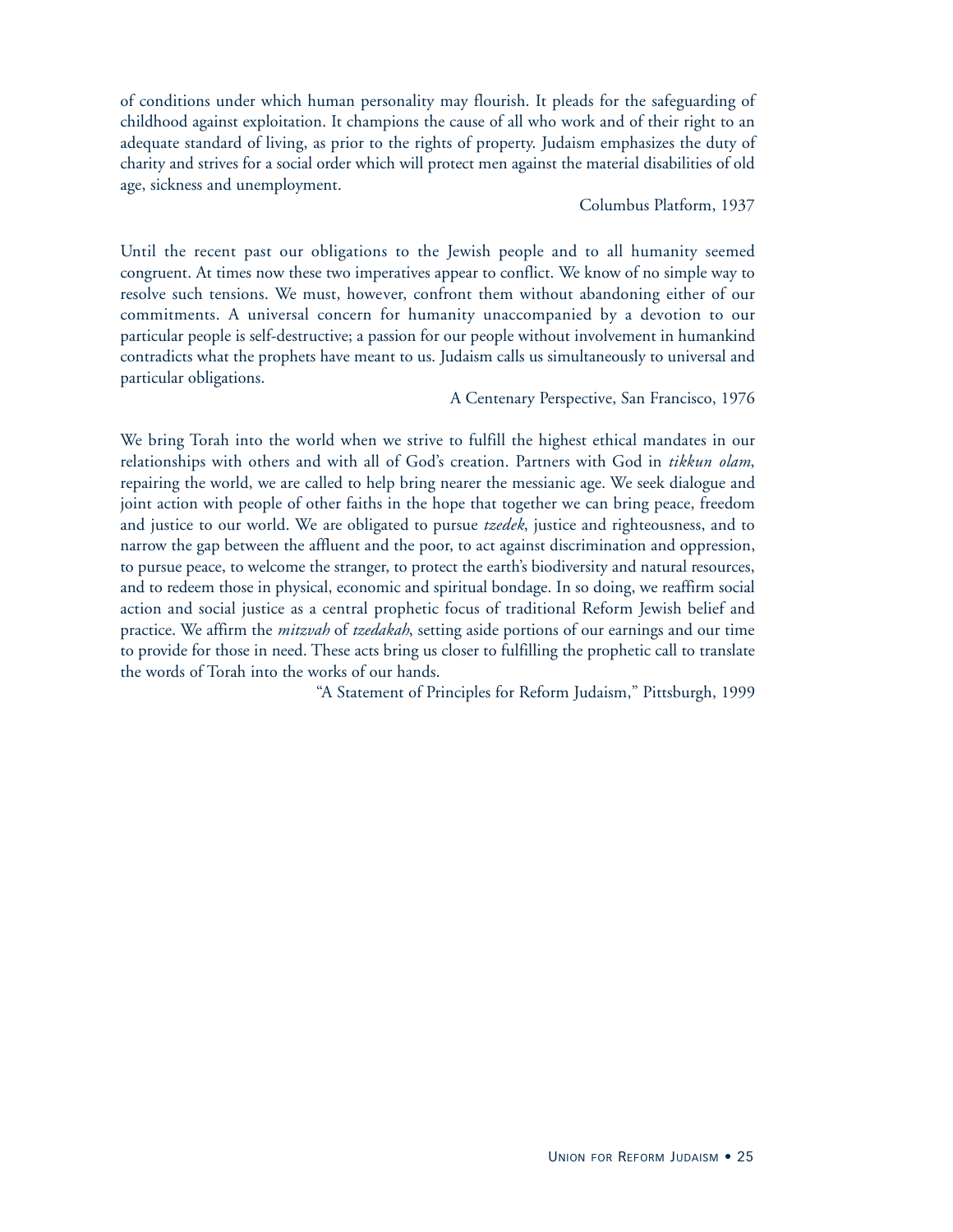of conditions under which human personality may flourish. It pleads for the safeguarding of childhood against exploitation. It champions the cause of all who work and of their right to an adequate standard of living, as prior to the rights of property. Judaism emphasizes the duty of charity and strives for a social order which will protect men against the material disabilities of old age, sickness and unemployment.

Columbus Platform, 1937

Until the recent past our obligations to the Jewish people and to all humanity seemed congruent. At times now these two imperatives appear to conflict. We know of no simple way to resolve such tensions. We must, however, confront them without abandoning either of our commitments. A universal concern for humanity unaccompanied by a devotion to our particular people is self-destructive; a passion for our people without involvement in humankind contradicts what the prophets have meant to us. Judaism calls us simultaneously to universal and particular obligations.

A Centenary Perspective, San Francisco, 1976

We bring Torah into the world when we strive to fulfill the highest ethical mandates in our relationships with others and with all of God's creation. Partners with God in *tikkun olam*, repairing the world, we are called to help bring nearer the messianic age. We seek dialogue and joint action with people of other faiths in the hope that together we can bring peace, freedom and justice to our world. We are obligated to pursue *tzedek*, justice and righteousness, and to narrow the gap between the affluent and the poor, to act against discrimination and oppression, to pursue peace, to welcome the stranger, to protect the earth's biodiversity and natural resources, and to redeem those in physical, economic and spiritual bondage. In so doing, we reaffirm social action and social justice as a central prophetic focus of traditional Reform Jewish belief and practice. We affirm the *mitzvah* of *tzedakah*, setting aside portions of our earnings and our time to provide for those in need. These acts bring us closer to fulfilling the prophetic call to translate the words of Torah into the works of our hands.

"A Statement of Principles for Reform Judaism," Pittsburgh, 1999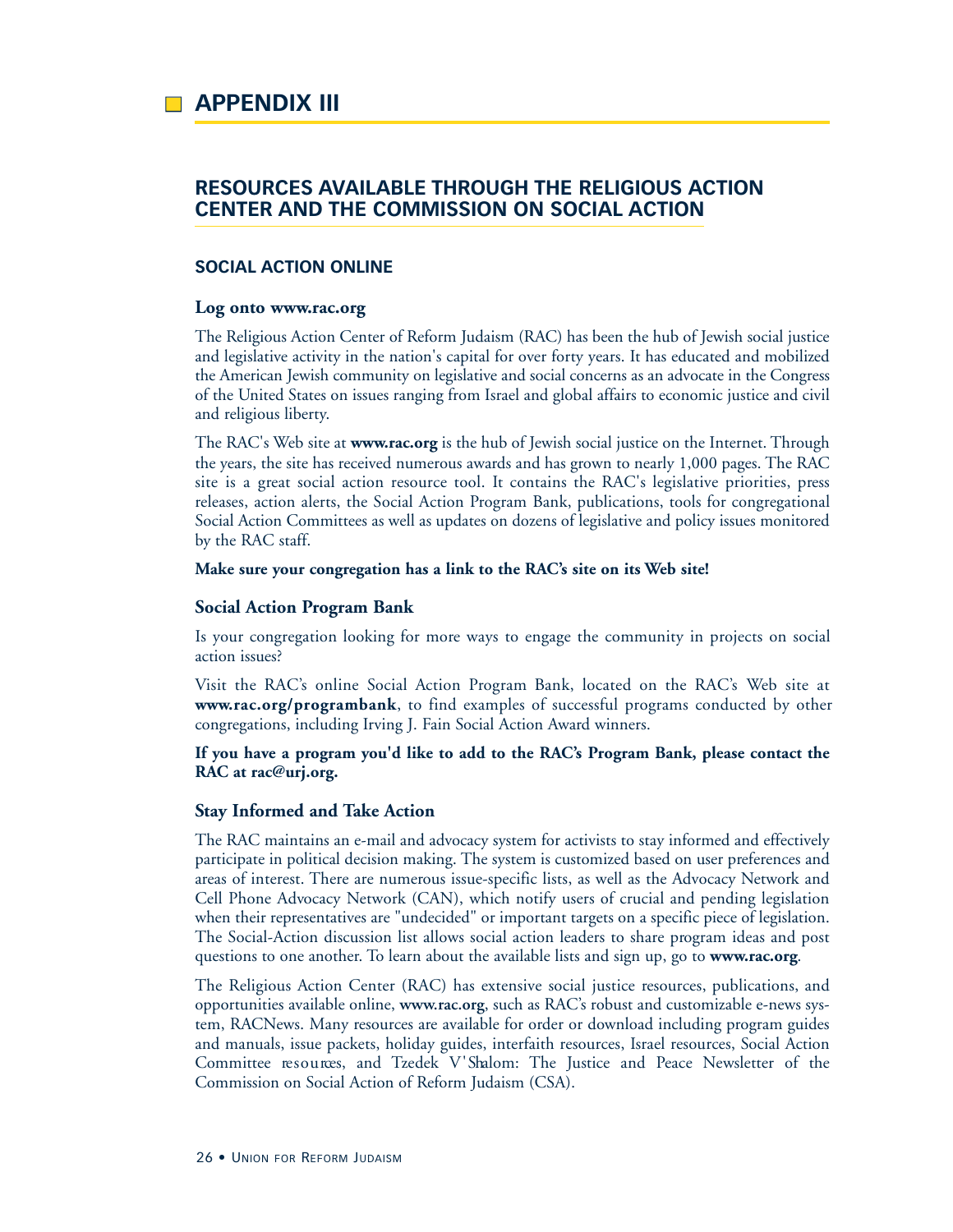# APPENDIX III

## RESOURCES AVAILABLE THROUGH THE RELIGIOUS ACTION CENTER AND THE COMMISSION ON SOCIAL ACTION

### SOCIAL ACTION ONLINE

**Log onto www.rac.org**

The Religious Action Center of Reform Judaism (RAC) has been the hub of Jewish social justice and legislative activity in the nation's capital for over forty years. It has educated and mobilized the American Jewish community on legislative and social concerns as an advocate in the Congress of the United States on issues ranging from Israel and global affairs to economic justice and civil and religious liberty.

The RAC's Web site at **www.rac.org** is the hub of Jewish social justice on the Internet. Through the years, the site has received numerous awards and has grown to nearly 1,000 pages. The RAC site is a great social action resource tool. It contains the RAC's legislative priorities, press releases, action alerts, the Social Action Program Bank, publications, tools for congregational Social Action Committees as well as updates on dozens of legislative and policy issues monitored by the RAC staff.

**Make sure your congregation has a link to the RAC's site on its Web site!**

**Social Action Program Bank**

Is your congregation looking for more ways to engage the community in projects on social action issues?

Visit the RAC's online Social Action Program Bank, located on the RAC's Web site at **www.rac.org/programbank**, to find examples of successful programs conducted by other congregations, including Irving J. Fain Social Action Award winners.

**If you have a program you'd like to add to the RAC's Program Bank, please contact the RAC at rac@urj.org.**

**Stay Informed and Take Action**

The RAC maintains an e-mail and advocacy system for activists to stay informed and effectively participate in political decision making. The system is customized based on user preferences and areas of interest. There are numerous issue-specific lists, as well as the Advocacy Network and Cell Phone Advocacy Network (CAN), which notify users of crucial and pending legislation when their representatives are "undecided" or important targets on a specific piece of legislation. The Social-Action discussion list allows social action leaders to share program ideas and post questions to one another. To learn about the available lists and sign up, go to **www.rac.org**.

The Religious Action Center (RAC) has extensive social justice resources, publications, and opportunities available online, **www.rac.org**, such as RAC's robust and customizable e-news system, RACNews. Many resources are available for order or download including program guides and manuals, issue packets, holiday guides, interfaith resources, Israel resources, Social Action Committee resources, and Tzedek V'Shalom: The Justice and Peace Newsletter of the Commission on Social Action of Reform Judaism (CSA).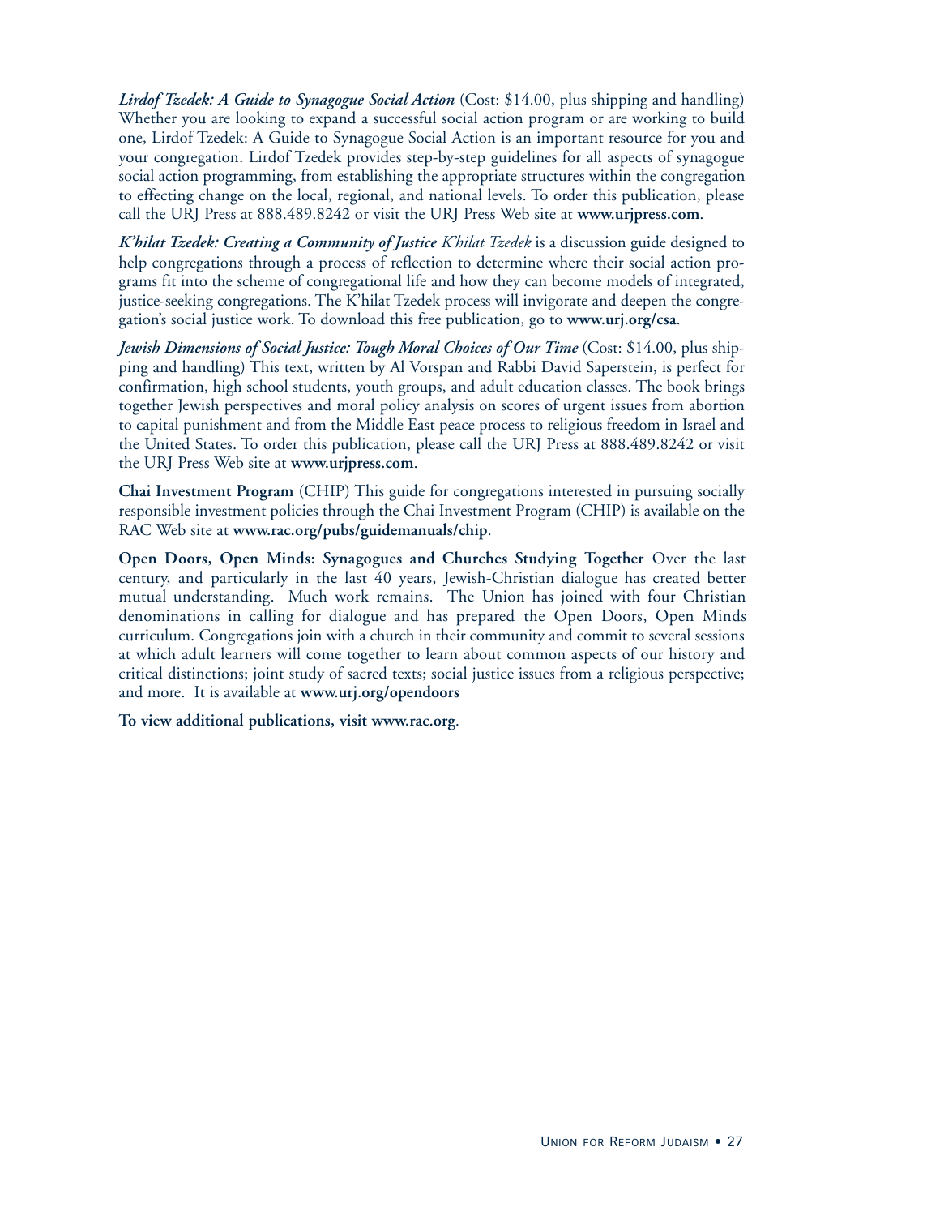***Lirdof Tzedek: A Guide to Synagogue Social Action*** (Cost: $14.00, plus shipping and handling) Whether you are looking to expand a successful social action program or are working to build one, Lirdof Tzedek: A Guide to Synagogue Social Action is an important resource for you and your congregation. Lirdof Tzedek provides step-by-step guidelines for all aspects of synagogue social action programming, from establishing the appropriate structures within the congregation to effecting change on the local, regional, and national levels. To order this publication, please call the URJ Press at 888.489.8242 or visit the URJ Press Web site at **www.urjpress.com**.

***K'hilat Tzedek: Creating a Community of Justice*** *K'hilat Tzedek* is a discussion guide designed to help congregations through a process of reflection to determine where their social action programs fit into the scheme of congregational life and how they can become models of integrated, justice-seeking congregations. The K'hilat Tzedek process will invigorate and deepen the congregation's social justice work. To download this free publication, go to **www.urj.org/csa**.

***Jewish Dimensions of Social Justice: Tough Moral Choices of Our Time*** (Cost: $14.00, plus shipping and handling) This text, written by Al Vorspan and Rabbi David Saperstein, is perfect for confirmation, high school students, youth groups, and adult education classes. The book brings together Jewish perspectives and moral policy analysis on scores of urgent issues from abortion to capital punishment and from the Middle East peace process to religious freedom in Israel and the United States. To order this publication, please call the URJ Press at 888.489.8242 or visit the URJ Press Web site at **www.urjpress.com**.

**Chai Investment Program** (CHIP) This guide for congregations interested in pursuing socially responsible investment policies through the Chai Investment Program (CHIP) is available on the RAC Web site at **www.rac.org/pubs/guidemanuals/chip**.

**Open Doors, Open Minds: Synagogues and Churches Studying Together** Over the last century, and particularly in the last 40 years, Jewish-Christian dialogue has created better mutual understanding. Much work remains. The Union has joined with four Christian denominations in calling for dialogue and has prepared the Open Doors, Open Minds curriculum. Congregations join with a church in their community and commit to several sessions at which adult learners will come together to learn about common aspects of our history and critical distinctions; joint study of sacred texts; social justice issues from a religious perspective; and more. It is available at **www.urj.org/opendoors**

**To view additional publications, visit www.rac.org**.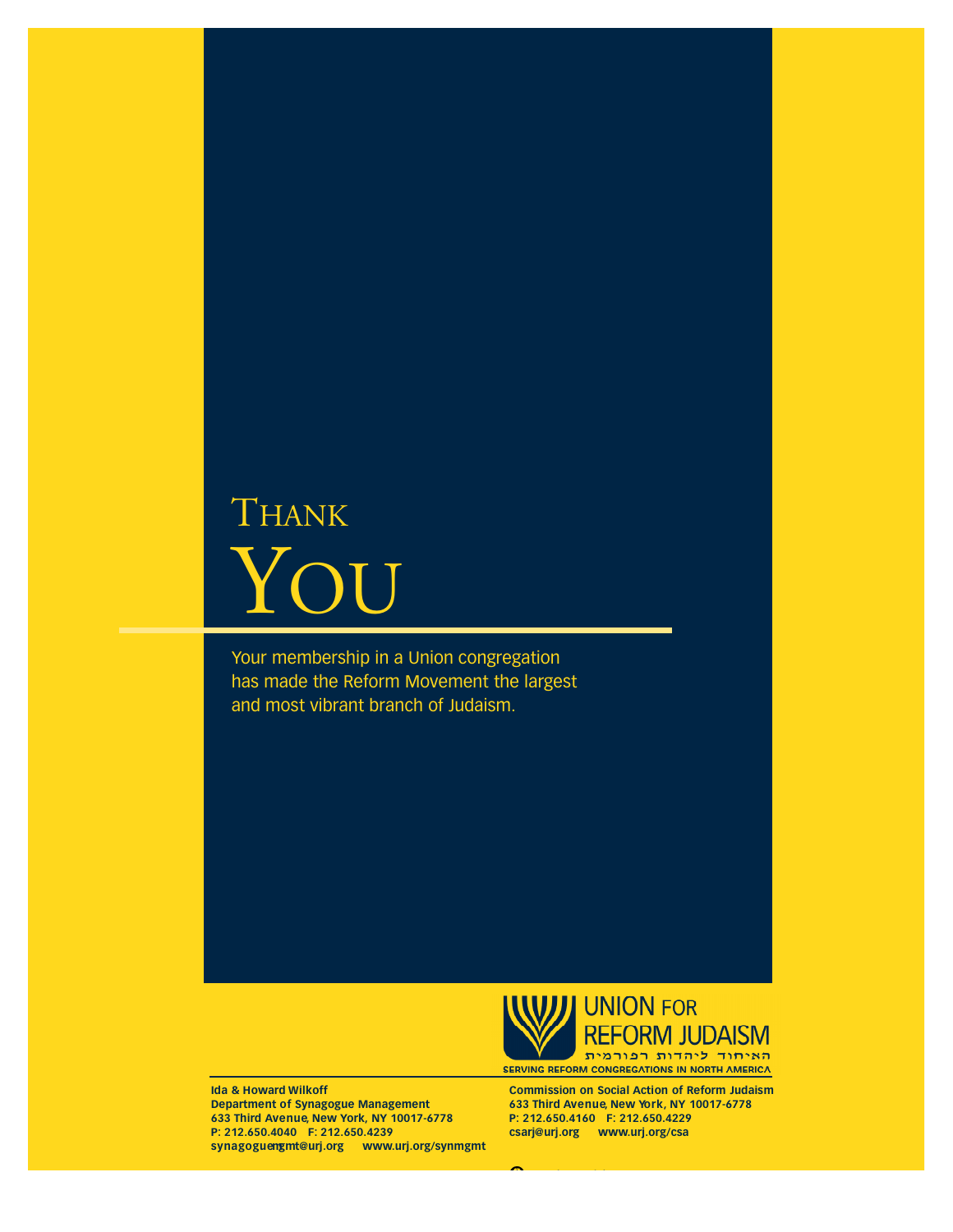# Thank You

Your membership in a Union congregation has made the Reform Movement the largest and most vibrant branch of Judaism.

UNION FOR REFORM JUDAISM

האיחוד ליהדות רפורמית

SERVING REFORM CONGREGATIONS IN NORTH AMERICA

**Ida & Howard Wilkoff**
**Department of Synagogue Management**
**633 Third Avenue, New York, NY 10017-6778**
**P: 212.650.4040 F: 212.650.4239**
**synagoguemgmt@urj.org www.urj.org/synmgmt**

**Commission on Social Action of Reform Judaism**
**633 Third Avenue, New York, NY 10017-6778**
**P: 212.650.4160 F: 212.650.4229**
**csarj@urj.org www.urj.org/csa**